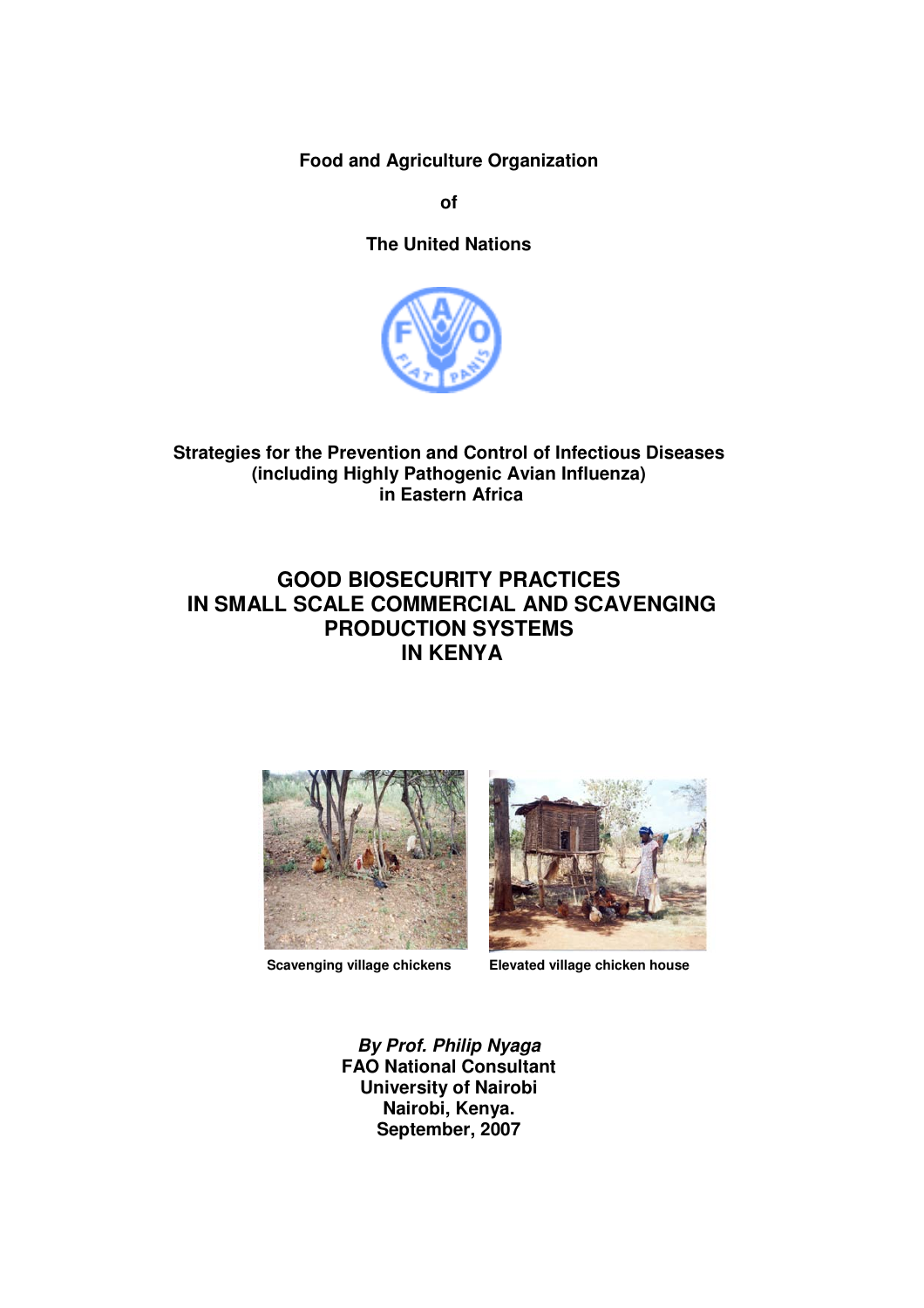**Food and Agriculture Organization**

**of**

**The United Nations**

**Strategies for the Prevention and Control of Infectious Diseases (including Highly Pathogenic Avian Influenza) in Eastern Africa**

# GOOD BIOSECURITY PRACTICES IN SMALL SCALE COMMERCIAL AND SCAVENGING PRODUCTION SYSTEMS IN KENYA

**Scavenging village chickens**

**Elevated village chicken house**

***By Prof. Philip Nyaga***
**FAO National Consultant**
**University of Nairobi**
**Nairobi, Kenya.**
**September, 2007**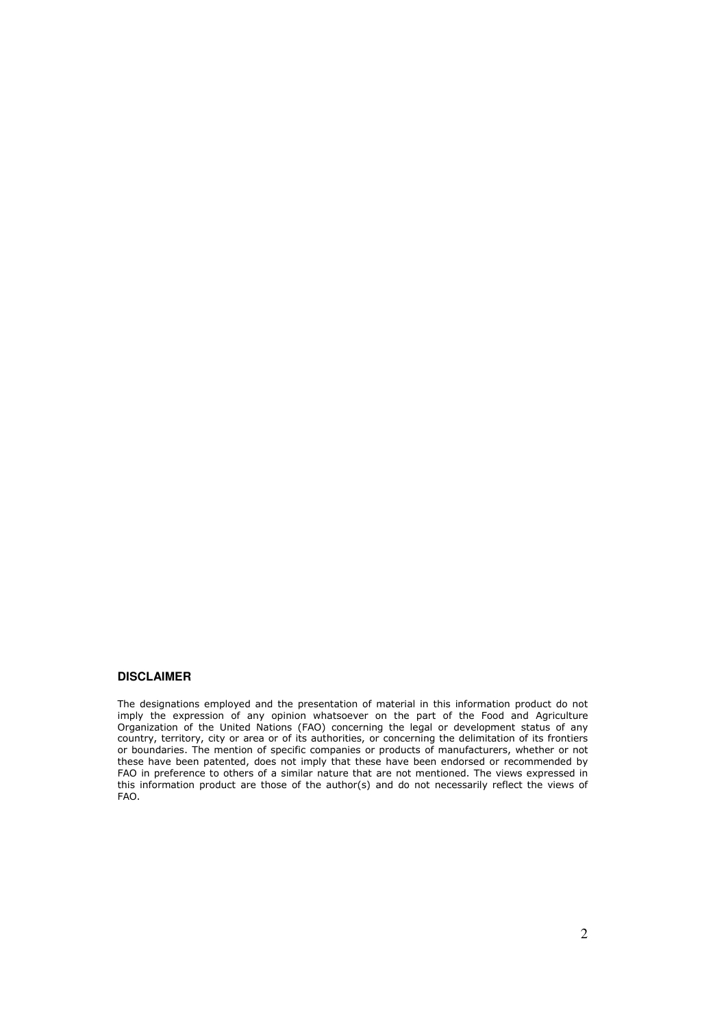## DISCLAIMER

The designations employed and the presentation of material in this information product do not imply the expression of any opinion whatsoever on the part of the Food and Agriculture Organization of the United Nations (FAO) concerning the legal or development status of any country, territory, city or area or of its authorities, or concerning the delimitation of its frontiers or boundaries. The mention of specific companies or products of manufacturers, whether or not these have been patented, does not imply that these have been endorsed or recommended by FAO in preference to others of a similar nature that are not mentioned. The views expressed in this information product are those of the author(s) and do not necessarily reflect the views of FAO.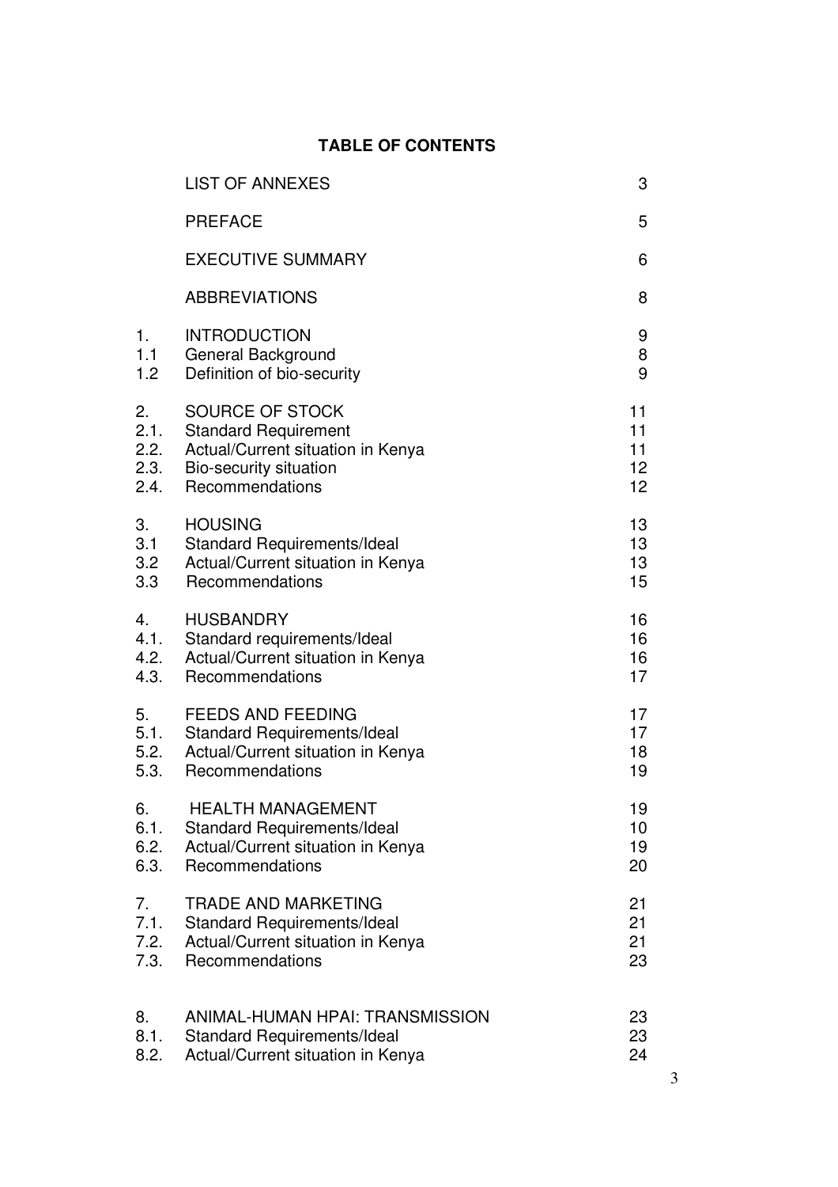## TABLE OF CONTENTS

| | | |
|---|---|---|
| | LIST OF ANNEXES | 3 |
| | PREFACE | 5 |
| | EXECUTIVE SUMMARY | 6 |
| | ABBREVIATIONS | 8 |
| 1. | INTRODUCTION | 9 |
| 1.1 | General Background | 8 |
| 1.2 | Definition of bio-security | 9 |
| 2. | SOURCE OF STOCK | 11 |
| 2.1. | Standard Requirement | 11 |
| 2.2. | Actual/Current situation in Kenya | 11 |
| 2.3. | Bio-security situation | 12 |
| 2.4. | Recommendations | 12 |
| 3. | HOUSING | 13 |
| 3.1 | Standard Requirements/Ideal | 13 |
| 3.2 | Actual/Current situation in Kenya | 13 |
| 3.3 | Recommendations | 15 |
| 4. | HUSBANDRY | 16 |
| 4.1. | Standard requirements/Ideal | 16 |
| 4.2. | Actual/Current situation in Kenya | 16 |
| 4.3. | Recommendations | 17 |
| 5. | FEEDS AND FEEDING | 17 |
| 5.1. | Standard Requirements/Ideal | 17 |
| 5.2. | Actual/Current situation in Kenya | 18 |
| 5.3. | Recommendations | 19 |
| 6. | HEALTH MANAGEMENT | 19 |
| 6.1. | Standard Requirements/Ideal | 10 |
| 6.2. | Actual/Current situation in Kenya | 19 |
| 6.3. | Recommendations | 20 |
| 7. | TRADE AND MARKETING | 21 |
| 7.1. | Standard Requirements/Ideal | 21 |
| 7.2. | Actual/Current situation in Kenya | 21 |
| 7.3. | Recommendations | 23 |
| 8. | ANIMAL-HUMAN HPAI: TRANSMISSION | 23 |
| 8.1. | Standard Requirements/Ideal | 23 |
| 8.2. | Actual/Current situation in Kenya | 24 |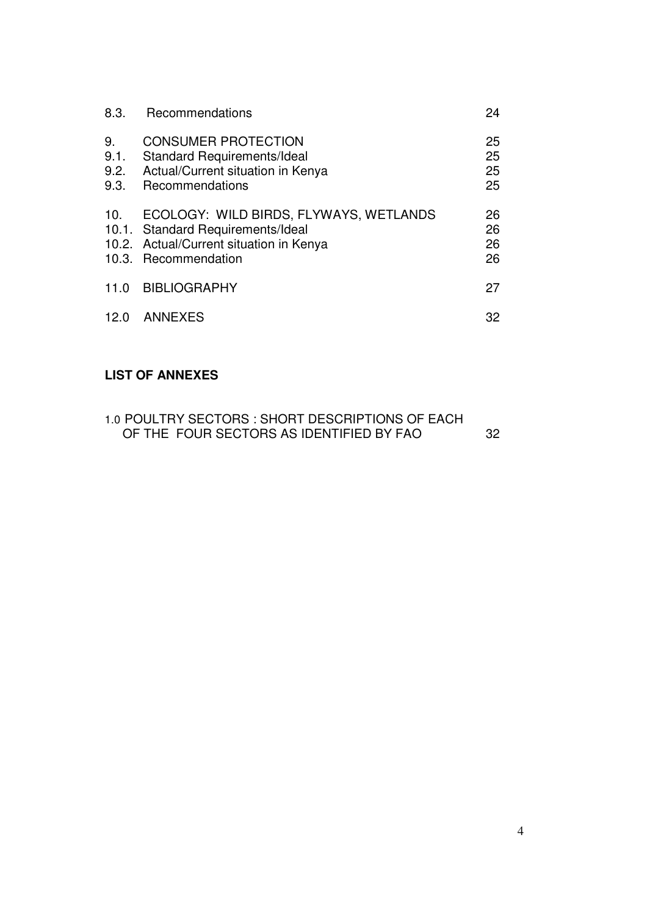| | | |
|---|---|---|
| 8.3. | Recommendations | 24 |
| 9. | CONSUMER PROTECTION | 25 |
| 9.1. | Standard Requirements/Ideal | 25 |
| 9.2. | Actual/Current situation in Kenya | 25 |
| 9.3. | Recommendations | 25 |
| 10. | ECOLOGY: WILD BIRDS, FLYWAYS, WETLANDS | 26 |
| 10.1. | Standard Requirements/Ideal | 26 |
| 10.2. | Actual/Current situation in Kenya | 26 |
| 10.3. | Recommendation | 26 |
| 11.0 | BIBLIOGRAPHY | 27 |
| 12.0 | ANNEXES | 32 |

**LIST OF ANNEXES**

| | |
|---|---|
| 1.0 POULTRY SECTORS : SHORT DESCRIPTIONS OF EACH OF THE FOUR SECTORS AS IDENTIFIED BY FAO | 32 |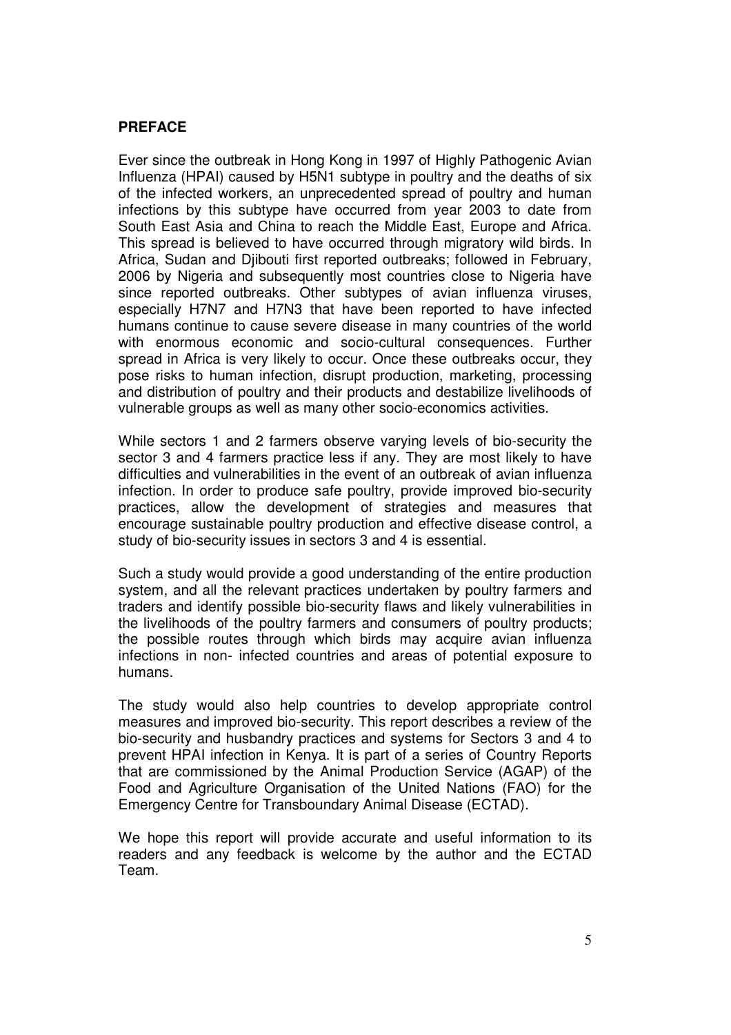## PREFACE

Ever since the outbreak in Hong Kong in 1997 of Highly Pathogenic Avian Influenza (HPAI) caused by H5N1 subtype in poultry and the deaths of six of the infected workers, an unprecedented spread of poultry and human infections by this subtype have occurred from year 2003 to date from South East Asia and China to reach the Middle East, Europe and Africa. This spread is believed to have occurred through migratory wild birds. In Africa, Sudan and Djibouti first reported outbreaks; followed in February, 2006 by Nigeria and subsequently most countries close to Nigeria have since reported outbreaks. Other subtypes of avian influenza viruses, especially H7N7 and H7N3 that have been reported to have infected humans continue to cause severe disease in many countries of the world with enormous economic and socio-cultural consequences. Further spread in Africa is very likely to occur. Once these outbreaks occur, they pose risks to human infection, disrupt production, marketing, processing and distribution of poultry and their products and destabilize livelihoods of vulnerable groups as well as many other socio-economics activities.

While sectors 1 and 2 farmers observe varying levels of bio-security the sector 3 and 4 farmers practice less if any. They are most likely to have difficulties and vulnerabilities in the event of an outbreak of avian influenza infection. In order to produce safe poultry, provide improved bio-security practices, allow the development of strategies and measures that encourage sustainable poultry production and effective disease control, a study of bio-security issues in sectors 3 and 4 is essential.

Such a study would provide a good understanding of the entire production system, and all the relevant practices undertaken by poultry farmers and traders and identify possible bio-security flaws and likely vulnerabilities in the livelihoods of the poultry farmers and consumers of poultry products; the possible routes through which birds may acquire avian influenza infections in non- infected countries and areas of potential exposure to humans.

The study would also help countries to develop appropriate control measures and improved bio-security. This report describes a review of the bio-security and husbandry practices and systems for Sectors 3 and 4 to prevent HPAI infection in Kenya. It is part of a series of Country Reports that are commissioned by the Animal Production Service (AGAP) of the Food and Agriculture Organisation of the United Nations (FAO) for the Emergency Centre for Transboundary Animal Disease (ECTAD).

We hope this report will provide accurate and useful information to its readers and any feedback is welcome by the author and the ECTAD Team.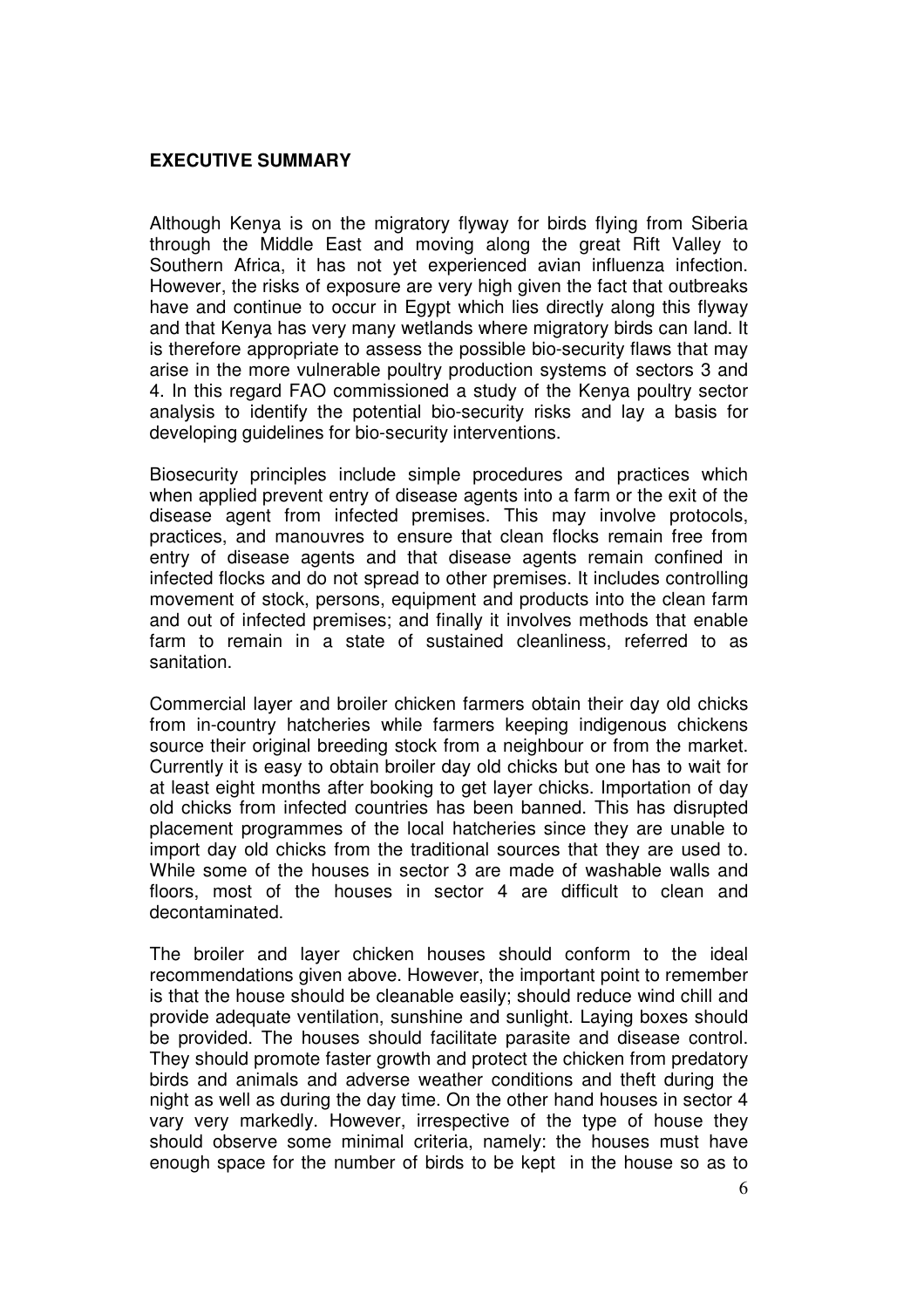## EXECUTIVE SUMMARY

Although Kenya is on the migratory flyway for birds flying from Siberia through the Middle East and moving along the great Rift Valley to Southern Africa, it has not yet experienced avian influenza infection. However, the risks of exposure are very high given the fact that outbreaks have and continue to occur in Egypt which lies directly along this flyway and that Kenya has very many wetlands where migratory birds can land. It is therefore appropriate to assess the possible bio-security flaws that may arise in the more vulnerable poultry production systems of sectors 3 and 4. In this regard FAO commissioned a study of the Kenya poultry sector analysis to identify the potential bio-security risks and lay a basis for developing guidelines for bio-security interventions.

Biosecurity principles include simple procedures and practices which when applied prevent entry of disease agents into a farm or the exit of the disease agent from infected premises. This may involve protocols, practices, and manouvres to ensure that clean flocks remain free from entry of disease agents and that disease agents remain confined in infected flocks and do not spread to other premises. It includes controlling movement of stock, persons, equipment and products into the clean farm and out of infected premises; and finally it involves methods that enable farm to remain in a state of sustained cleanliness, referred to as sanitation.

Commercial layer and broiler chicken farmers obtain their day old chicks from in-country hatcheries while farmers keeping indigenous chickens source their original breeding stock from a neighbour or from the market. Currently it is easy to obtain broiler day old chicks but one has to wait for at least eight months after booking to get layer chicks. Importation of day old chicks from infected countries has been banned. This has disrupted placement programmes of the local hatcheries since they are unable to import day old chicks from the traditional sources that they are used to. While some of the houses in sector 3 are made of washable walls and floors, most of the houses in sector 4 are difficult to clean and decontaminated.

The broiler and layer chicken houses should conform to the ideal recommendations given above. However, the important point to remember is that the house should be cleanable easily; should reduce wind chill and provide adequate ventilation, sunshine and sunlight. Laying boxes should be provided. The houses should facilitate parasite and disease control. They should promote faster growth and protect the chicken from predatory birds and animals and adverse weather conditions and theft during the night as well as during the day time. On the other hand houses in sector 4 vary very markedly. However, irrespective of the type of house they should observe some minimal criteria, namely: the houses must have enough space for the number of birds to be kept in the house so as to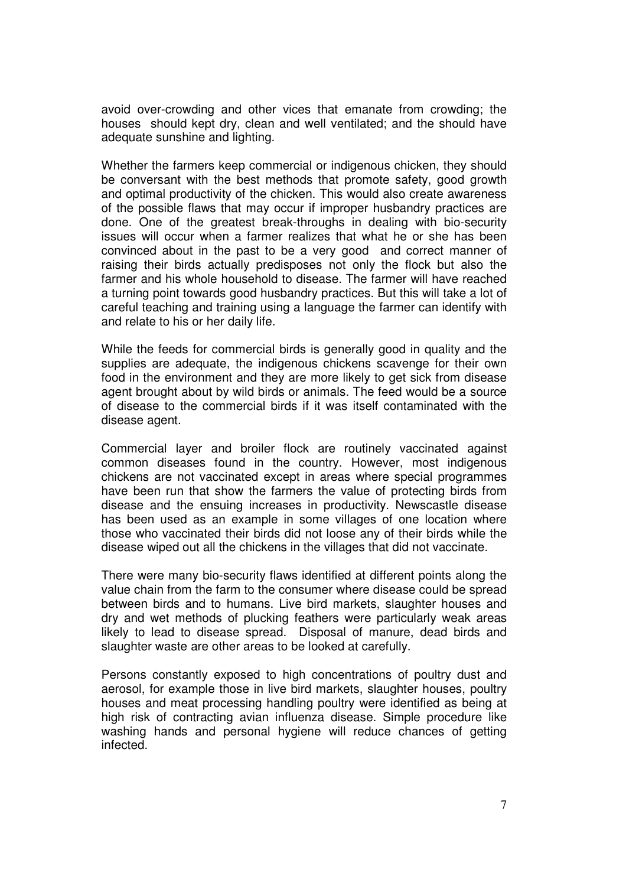avoid over-crowding and other vices that emanate from crowding; the houses should kept dry, clean and well ventilated; and the should have adequate sunshine and lighting.

Whether the farmers keep commercial or indigenous chicken, they should be conversant with the best methods that promote safety, good growth and optimal productivity of the chicken. This would also create awareness of the possible flaws that may occur if improper husbandry practices are done. One of the greatest break-throughs in dealing with bio-security issues will occur when a farmer realizes that what he or she has been convinced about in the past to be a very good and correct manner of raising their birds actually predisposes not only the flock but also the farmer and his whole household to disease. The farmer will have reached a turning point towards good husbandry practices. But this will take a lot of careful teaching and training using a language the farmer can identify with and relate to his or her daily life.

While the feeds for commercial birds is generally good in quality and the supplies are adequate, the indigenous chickens scavenge for their own food in the environment and they are more likely to get sick from disease agent brought about by wild birds or animals. The feed would be a source of disease to the commercial birds if it was itself contaminated with the disease agent.

Commercial layer and broiler flock are routinely vaccinated against common diseases found in the country. However, most indigenous chickens are not vaccinated except in areas where special programmes have been run that show the farmers the value of protecting birds from disease and the ensuing increases in productivity. Newscastle disease has been used as an example in some villages of one location where those who vaccinated their birds did not loose any of their birds while the disease wiped out all the chickens in the villages that did not vaccinate.

There were many bio-security flaws identified at different points along the value chain from the farm to the consumer where disease could be spread between birds and to humans. Live bird markets, slaughter houses and dry and wet methods of plucking feathers were particularly weak areas likely to lead to disease spread. Disposal of manure, dead birds and slaughter waste are other areas to be looked at carefully.

Persons constantly exposed to high concentrations of poultry dust and aerosol, for example those in live bird markets, slaughter houses, poultry houses and meat processing handling poultry were identified as being at high risk of contracting avian influenza disease. Simple procedure like washing hands and personal hygiene will reduce chances of getting infected.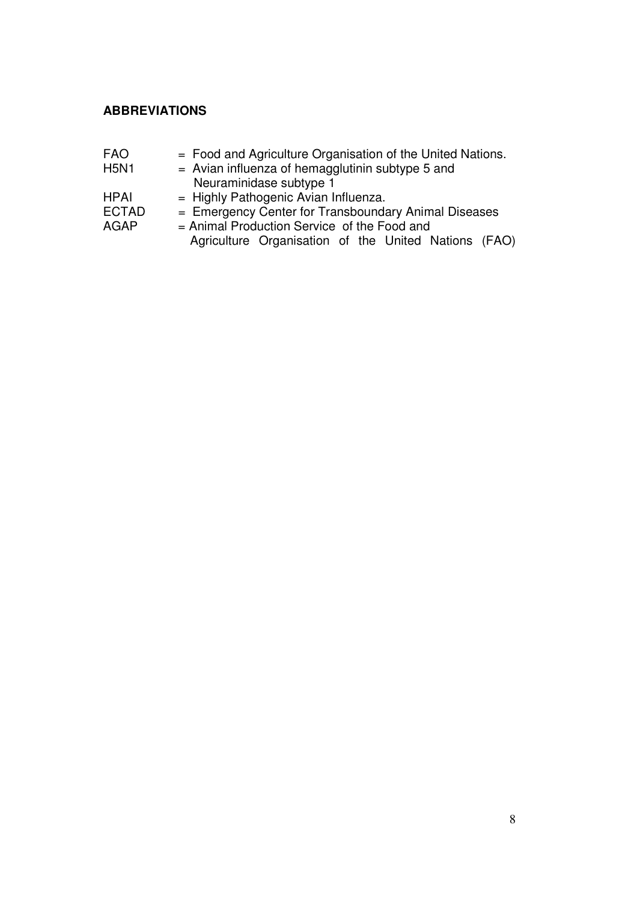**ABBREVIATIONS**

| | |
|---|---|
| FAO | = Food and Agriculture Organisation of the United Nations. |
| H5N1 | = Avian influenza of hemagglutinin subtype 5 and Neuraminidase subtype 1 |
| HPAI | = Highly Pathogenic Avian Influenza. |
| ECTAD | = Emergency Center for Transboundary Animal Diseases |
| AGAP | = Animal Production Service of the Food and Agriculture Organisation of the United Nations (FAO) |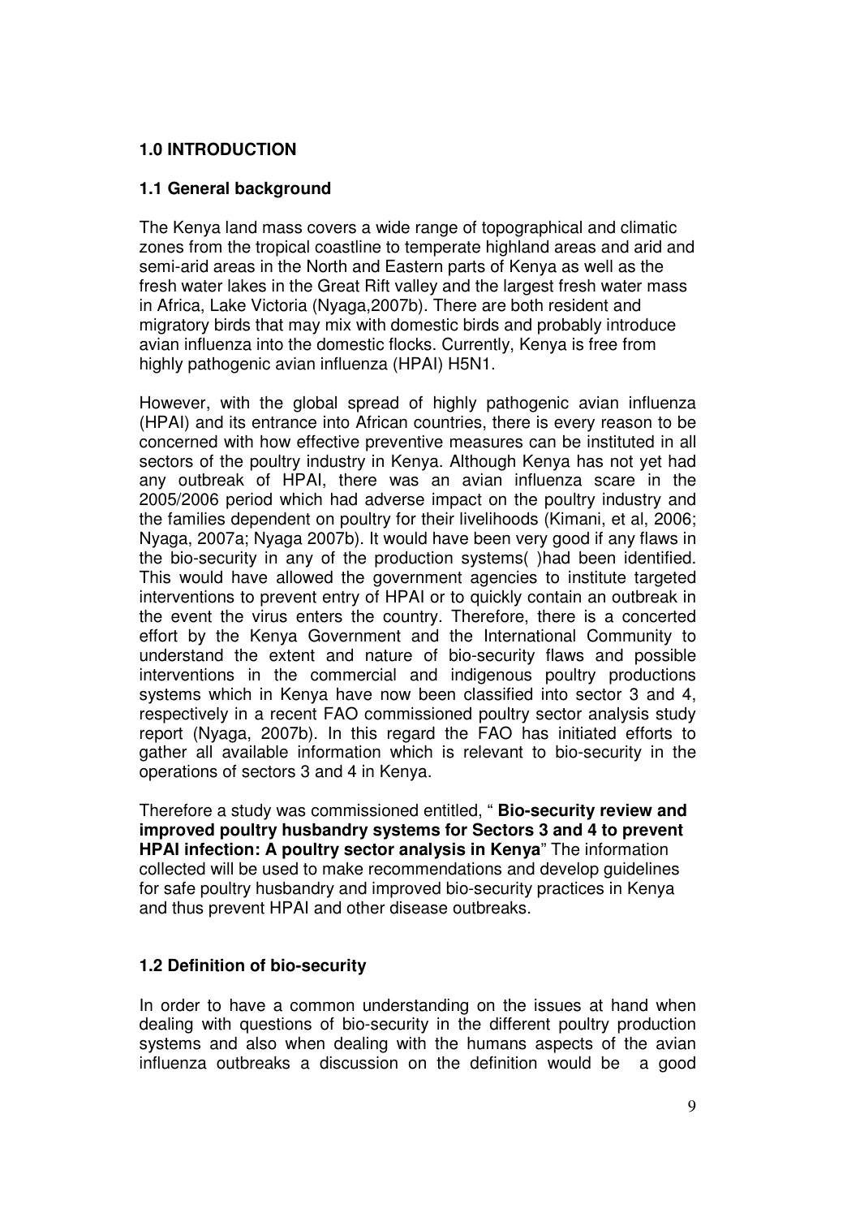# 1.0 INTRODUCTION

## 1.1 General background

The Kenya land mass covers a wide range of topographical and climatic zones from the tropical coastline to temperate highland areas and arid and semi-arid areas in the North and Eastern parts of Kenya as well as the fresh water lakes in the Great Rift valley and the largest fresh water mass in Africa, Lake Victoria (Nyaga,2007b). There are both resident and migratory birds that may mix with domestic birds and probably introduce avian influenza into the domestic flocks. Currently, Kenya is free from highly pathogenic avian influenza (HPAI) H5N1.

However, with the global spread of highly pathogenic avian influenza (HPAI) and its entrance into African countries, there is every reason to be concerned with how effective preventive measures can be instituted in all sectors of the poultry industry in Kenya. Although Kenya has not yet had any outbreak of HPAI, there was an avian influenza scare in the 2005/2006 period which had adverse impact on the poultry industry and the families dependent on poultry for their livelihoods (Kimani, et al, 2006; Nyaga, 2007a; Nyaga 2007b). It would have been very good if any flaws in the bio-security in any of the production systems( )had been identified. This would have allowed the government agencies to institute targeted interventions to prevent entry of HPAI or to quickly contain an outbreak in the event the virus enters the country. Therefore, there is a concerted effort by the Kenya Government and the International Community to understand the extent and nature of bio-security flaws and possible interventions in the commercial and indigenous poultry productions systems which in Kenya have now been classified into sector 3 and 4, respectively in a recent FAO commissioned poultry sector analysis study report (Nyaga, 2007b). In this regard the FAO has initiated efforts to gather all available information which is relevant to bio-security in the operations of sectors 3 and 4 in Kenya.

Therefore a study was commissioned entitled, " **Bio-security review and improved poultry husbandry systems for Sectors 3 and 4 to prevent HPAI infection: A poultry sector analysis in Kenya**" The information collected will be used to make recommendations and develop guidelines for safe poultry husbandry and improved bio-security practices in Kenya and thus prevent HPAI and other disease outbreaks.

## 1.2 Definition of bio-security

In order to have a common understanding on the issues at hand when dealing with questions of bio-security in the different poultry production systems and also when dealing with the humans aspects of the avian influenza outbreaks a discussion on the definition would be a good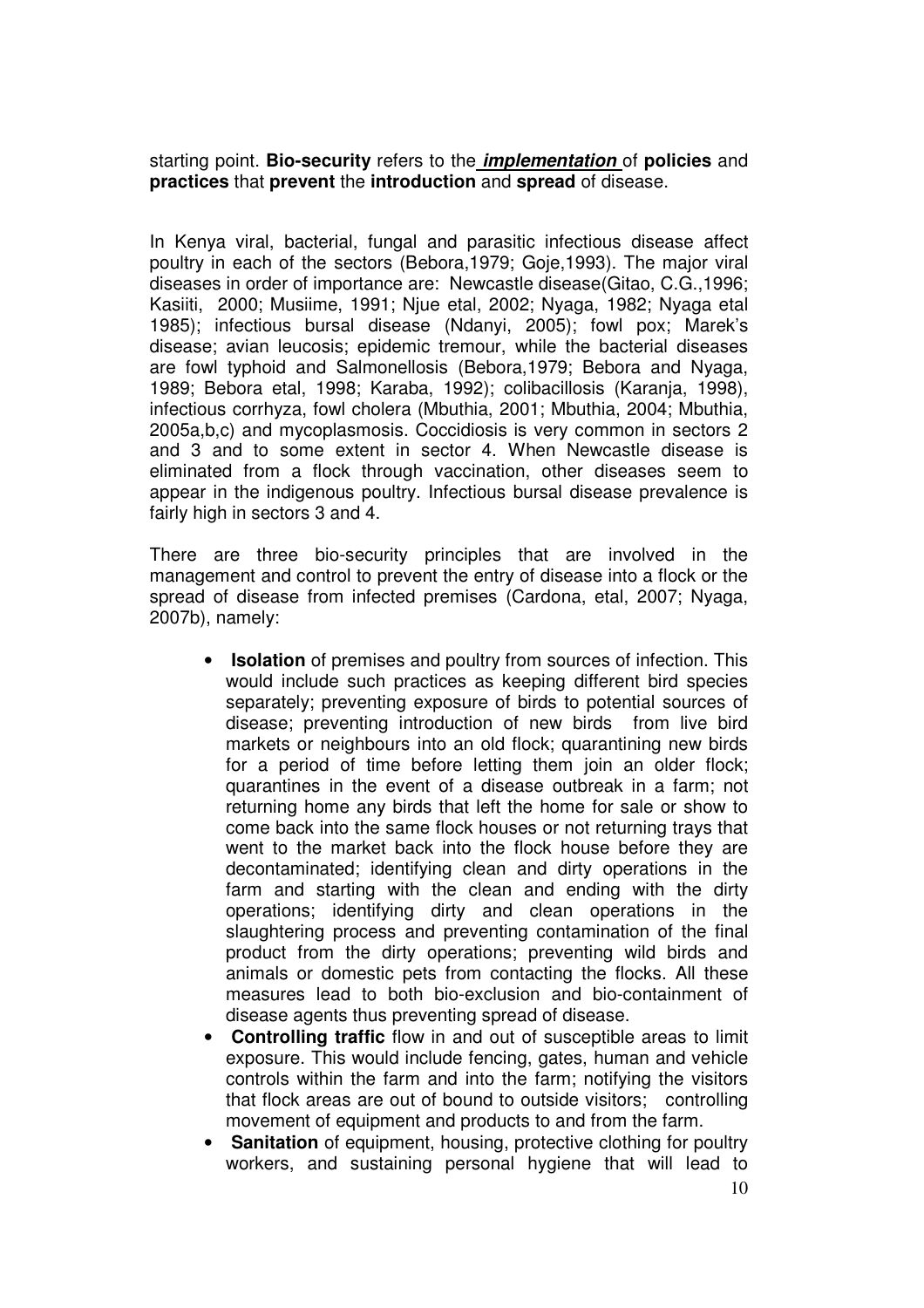starting point. **Bio-security** refers to the ***implementation*** of **policies** and **practices** that **prevent** the **introduction** and **spread** of disease.

In Kenya viral, bacterial, fungal and parasitic infectious disease affect poultry in each of the sectors (Bebora,1979; Goje,1993). The major viral diseases in order of importance are: Newcastle disease(Gitao, C.G.,1996; Kasiiti, 2000; Musiime, 1991; Njue etal, 2002; Nyaga, 1982; Nyaga etal 1985); infectious bursal disease (Ndanyi, 2005); fowl pox; Marek's disease; avian leucosis; epidemic tremour, while the bacterial diseases are fowl typhoid and Salmonellosis (Bebora,1979; Bebora and Nyaga, 1989; Bebora etal, 1998; Karaba, 1992); colibacillosis (Karanja, 1998), infectious corrhyza, fowl cholera (Mbuthia, 2001; Mbuthia, 2004; Mbuthia, 2005a,b,c) and mycoplasmosis. Coccidiosis is very common in sectors 2 and 3 and to some extent in sector 4. When Newcastle disease is eliminated from a flock through vaccination, other diseases seem to appear in the indigenous poultry. Infectious bursal disease prevalence is fairly high in sectors 3 and 4.

There are three bio-security principles that are involved in the management and control to prevent the entry of disease into a flock or the spread of disease from infected premises (Cardona, etal, 2007; Nyaga, 2007b), namely:

- **Isolation** of premises and poultry from sources of infection. This would include such practices as keeping different bird species separately; preventing exposure of birds to potential sources of disease; preventing introduction of new birds from live bird markets or neighbours into an old flock; quarantining new birds for a period of time before letting them join an older flock; quarantines in the event of a disease outbreak in a farm; not returning home any birds that left the home for sale or show to come back into the same flock houses or not returning trays that went to the market back into the flock house before they are decontaminated; identifying clean and dirty operations in the farm and starting with the clean and ending with the dirty operations; identifying dirty and clean operations in the slaughtering process and preventing contamination of the final product from the dirty operations; preventing wild birds and animals or domestic pets from contacting the flocks. All these measures lead to both bio-exclusion and bio-containment of disease agents thus preventing spread of disease.
- **Controlling traffic** flow in and out of susceptible areas to limit exposure. This would include fencing, gates, human and vehicle controls within the farm and into the farm; notifying the visitors that flock areas are out of bound to outside visitors; controlling movement of equipment and products to and from the farm.
- **Sanitation** of equipment, housing, protective clothing for poultry workers, and sustaining personal hygiene that will lead to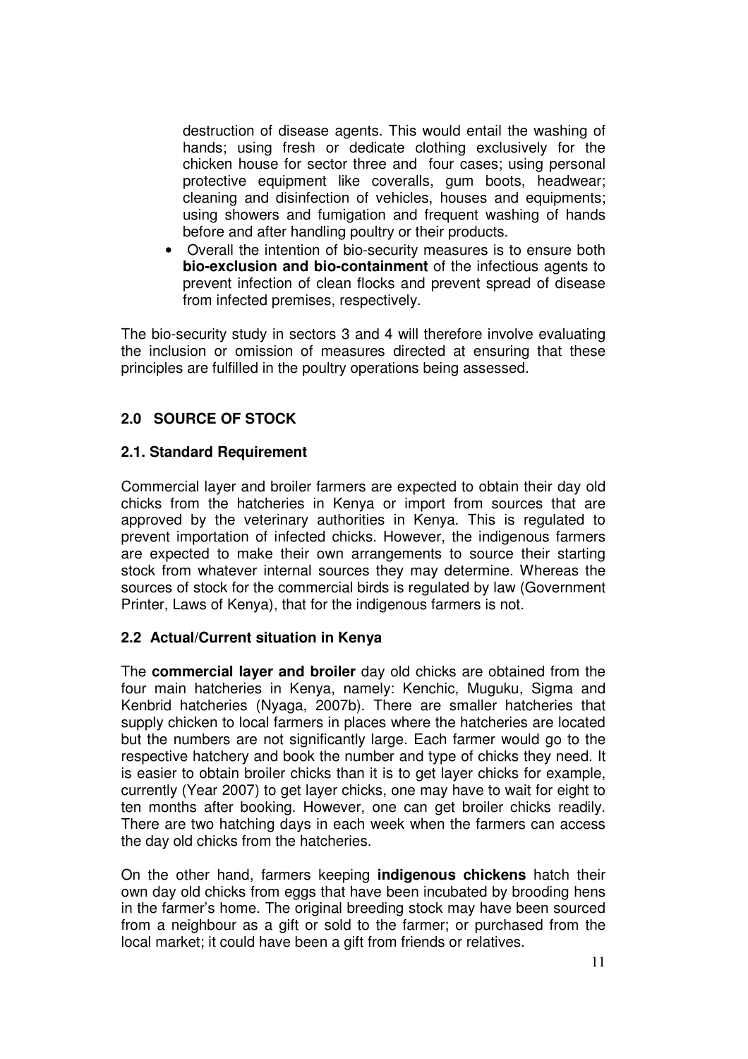destruction of disease agents. This would entail the washing of hands; using fresh or dedicate clothing exclusively for the chicken house for sector three and four cases; using personal protective equipment like coveralls, gum boots, headwear; cleaning and disinfection of vehicles, houses and equipments; using showers and fumigation and frequent washing of hands before and after handling poultry or their products.

- Overall the intention of bio-security measures is to ensure both **bio-exclusion and bio-containment** of the infectious agents to prevent infection of clean flocks and prevent spread of disease from infected premises, respectively.

The bio-security study in sectors 3 and 4 will therefore involve evaluating the inclusion or omission of measures directed at ensuring that these principles are fulfilled in the poultry operations being assessed.

## 2.0 SOURCE OF STOCK

### 2.1. Standard Requirement

Commercial layer and broiler farmers are expected to obtain their day old chicks from the hatcheries in Kenya or import from sources that are approved by the veterinary authorities in Kenya. This is regulated to prevent importation of infected chicks. However, the indigenous farmers are expected to make their own arrangements to source their starting stock from whatever internal sources they may determine. Whereas the sources of stock for the commercial birds is regulated by law (Government Printer, Laws of Kenya), that for the indigenous farmers is not.

### 2.2 Actual/Current situation in Kenya

The **commercial layer and broiler** day old chicks are obtained from the four main hatcheries in Kenya, namely: Kenchic, Muguku, Sigma and Kenbrid hatcheries (Nyaga, 2007b). There are smaller hatcheries that supply chicken to local farmers in places where the hatcheries are located but the numbers are not significantly large. Each farmer would go to the respective hatchery and book the number and type of chicks they need. It is easier to obtain broiler chicks than it is to get layer chicks for example, currently (Year 2007) to get layer chicks, one may have to wait for eight to ten months after booking. However, one can get broiler chicks readily. There are two hatching days in each week when the farmers can access the day old chicks from the hatcheries.

On the other hand, farmers keeping **indigenous chickens** hatch their own day old chicks from eggs that have been incubated by brooding hens in the farmer's home. The original breeding stock may have been sourced from a neighbour as a gift or sold to the farmer; or purchased from the local market; it could have been a gift from friends or relatives.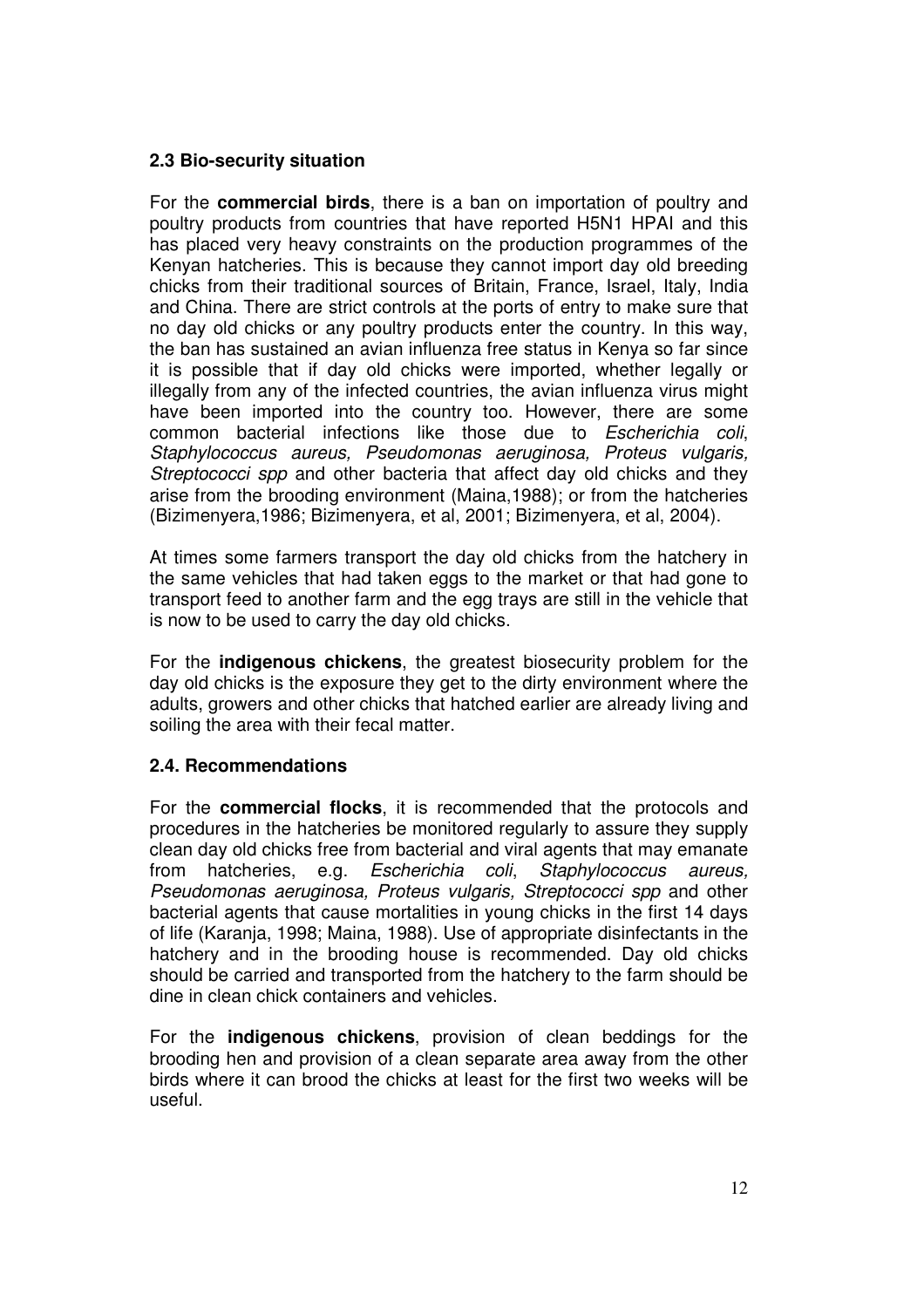### 2.3 Bio-security situation

For the **commercial birds**, there is a ban on importation of poultry and poultry products from countries that have reported H5N1 HPAI and this has placed very heavy constraints on the production programmes of the Kenyan hatcheries. This is because they cannot import day old breeding chicks from their traditional sources of Britain, France, Israel, Italy, India and China. There are strict controls at the ports of entry to make sure that no day old chicks or any poultry products enter the country. In this way, the ban has sustained an avian influenza free status in Kenya so far since it is possible that if day old chicks were imported, whether legally or illegally from any of the infected countries, the avian influenza virus might have been imported into the country too. However, there are some common bacterial infections like those due to *Escherichia coli*, *Staphylococcus aureus, Pseudomonas aeruginosa, Proteus vulgaris, Streptococci spp* and other bacteria that affect day old chicks and they arise from the brooding environment (Maina,1988); or from the hatcheries (Bizimenyera,1986; Bizimenyera, et al, 2001; Bizimenyera, et al, 2004).

At times some farmers transport the day old chicks from the hatchery in the same vehicles that had taken eggs to the market or that had gone to transport feed to another farm and the egg trays are still in the vehicle that is now to be used to carry the day old chicks.

For the **indigenous chickens**, the greatest biosecurity problem for the day old chicks is the exposure they get to the dirty environment where the adults, growers and other chicks that hatched earlier are already living and soiling the area with their fecal matter.

### 2.4. Recommendations

For the **commercial flocks**, it is recommended that the protocols and procedures in the hatcheries be monitored regularly to assure they supply clean day old chicks free from bacterial and viral agents that may emanate from hatcheries, e.g. *Escherichia coli*, *Staphylococcus aureus, Pseudomonas aeruginosa, Proteus vulgaris, Streptococci spp* and other bacterial agents that cause mortalities in young chicks in the first 14 days of life (Karanja, 1998; Maina, 1988). Use of appropriate disinfectants in the hatchery and in the brooding house is recommended. Day old chicks should be carried and transported from the hatchery to the farm should be dine in clean chick containers and vehicles.

For the **indigenous chickens**, provision of clean beddings for the brooding hen and provision of a clean separate area away from the other birds where it can brood the chicks at least for the first two weeks will be useful.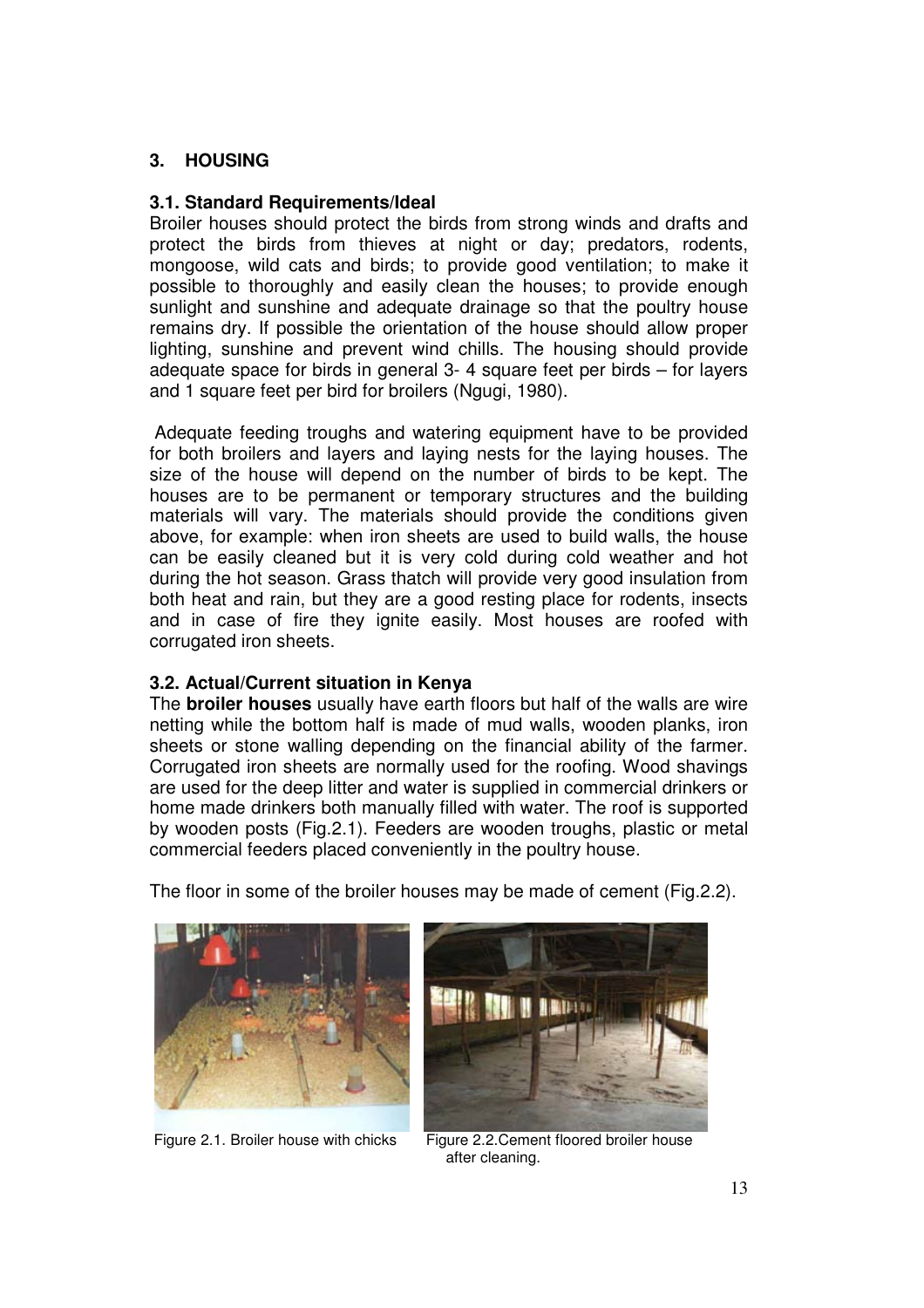## 3. HOUSING

### 3.1. Standard Requirements/Ideal

Broiler houses should protect the birds from strong winds and drafts and protect the birds from thieves at night or day; predators, rodents, mongoose, wild cats and birds; to provide good ventilation; to make it possible to thoroughly and easily clean the houses; to provide enough sunlight and sunshine and adequate drainage so that the poultry house remains dry. If possible the orientation of the house should allow proper lighting, sunshine and prevent wind chills. The housing should provide adequate space for birds in general 3- 4 square feet per birds – for layers and 1 square feet per bird for broilers (Ngugi, 1980).

Adequate feeding troughs and watering equipment have to be provided for both broilers and layers and laying nests for the laying houses. The size of the house will depend on the number of birds to be kept. The houses are to be permanent or temporary structures and the building materials will vary. The materials should provide the conditions given above, for example: when iron sheets are used to build walls, the house can be easily cleaned but it is very cold during cold weather and hot during the hot season. Grass thatch will provide very good insulation from both heat and rain, but they are a good resting place for rodents, insects and in case of fire they ignite easily. Most houses are roofed with corrugated iron sheets.

### 3.2. Actual/Current situation in Kenya

The **broiler houses** usually have earth floors but half of the walls are wire netting while the bottom half is made of mud walls, wooden planks, iron sheets or stone walling depending on the financial ability of the farmer. Corrugated iron sheets are normally used for the roofing. Wood shavings are used for the deep litter and water is supplied in commercial drinkers or home made drinkers both manually filled with water. The roof is supported by wooden posts (Fig.2.1). Feeders are wooden troughs, plastic or metal commercial feeders placed conveniently in the poultry house.

The floor in some of the broiler houses may be made of cement (Fig.2.2).

Figure 2.1. Broiler house with chicks

Figure 2.2.Cement floored broiler house after cleaning.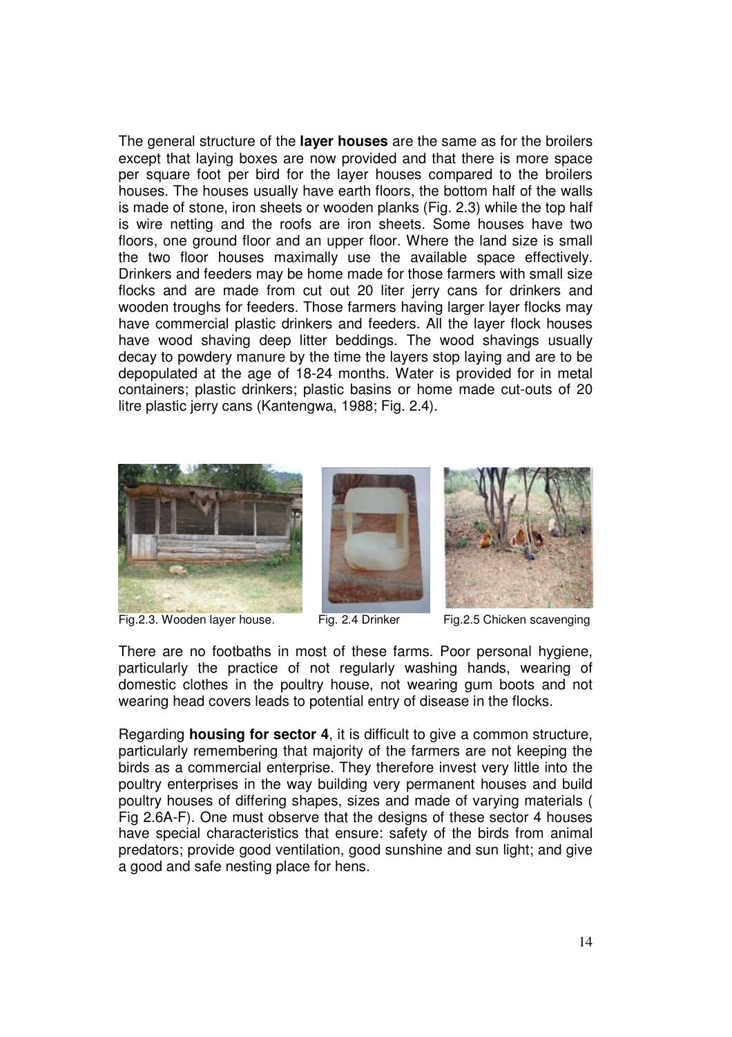The general structure of the **layer houses** are the same as for the broilers except that laying boxes are now provided and that there is more space per square foot per bird for the layer houses compared to the broilers houses. The houses usually have earth floors, the bottom half of the walls is made of stone, iron sheets or wooden planks (Fig. 2.3) while the top half is wire netting and the roofs are iron sheets. Some houses have two floors, one ground floor and an upper floor. Where the land size is small the two floor houses maximally use the available space effectively. Drinkers and feeders may be home made for those farmers with small size flocks and are made from cut out 20 liter jerry cans for drinkers and wooden troughs for feeders. Those farmers having larger layer flocks may have commercial plastic drinkers and feeders. All the layer flock houses have wood shaving deep litter beddings. The wood shavings usually decay to powdery manure by the time the layers stop laying and are to be depopulated at the age of 18-24 months. Water is provided for in metal containers; plastic drinkers; plastic basins or home made cut-outs of 20 litre plastic jerry cans (Kantengwa, 1988; Fig. 2.4).

Fig.2.3. Wooden layer house. Fig. 2.4 Drinker Fig.2.5 Chicken scavenging

There are no footbaths in most of these farms. Poor personal hygiene, particularly the practice of not regularly washing hands, wearing of domestic clothes in the poultry house, not wearing gum boots and not wearing head covers leads to potential entry of disease in the flocks.

Regarding **housing for sector 4**, it is difficult to give a common structure, particularly remembering that majority of the farmers are not keeping the birds as a commercial enterprise. They therefore invest very little into the poultry enterprises in the way building very permanent houses and build poultry houses of differing shapes, sizes and made of varying materials ( Fig 2.6A-F). One must observe that the designs of these sector 4 houses have special characteristics that ensure: safety of the birds from animal predators; provide good ventilation, good sunshine and sun light; and give a good and safe nesting place for hens.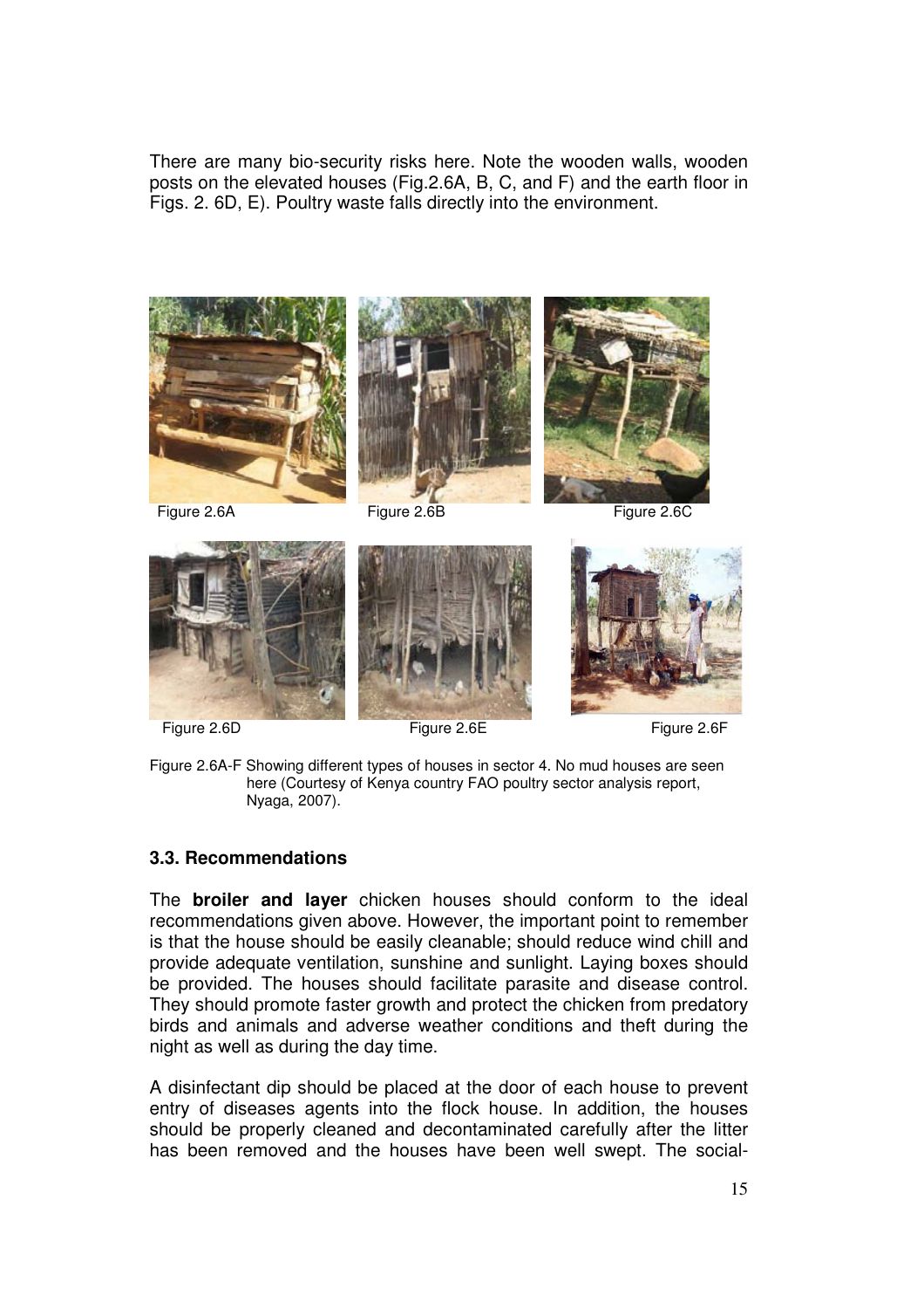There are many bio-security risks here. Note the wooden walls, wooden posts on the elevated houses (Fig.2.6A, B, C, and F) and the earth floor in Figs. 2. 6D, E). Poultry waste falls directly into the environment.

Figure 2.6A

Figure 2.6B

Figure 2.6C

Figure 2.6D

Figure 2.6E

Figure 2.6F

Figure 2.6A-F Showing different types of houses in sector 4. No mud houses are seen here (Courtesy of Kenya country FAO poultry sector analysis report, Nyaga, 2007).

### 3.3. Recommendations

The **broiler and layer** chicken houses should conform to the ideal recommendations given above. However, the important point to remember is that the house should be easily cleanable; should reduce wind chill and provide adequate ventilation, sunshine and sunlight. Laying boxes should be provided. The houses should facilitate parasite and disease control. They should promote faster growth and protect the chicken from predatory birds and animals and adverse weather conditions and theft during the night as well as during the day time.

A disinfectant dip should be placed at the door of each house to prevent entry of diseases agents into the flock house. In addition, the houses should be properly cleaned and decontaminated carefully after the litter has been removed and the houses have been well swept. The social-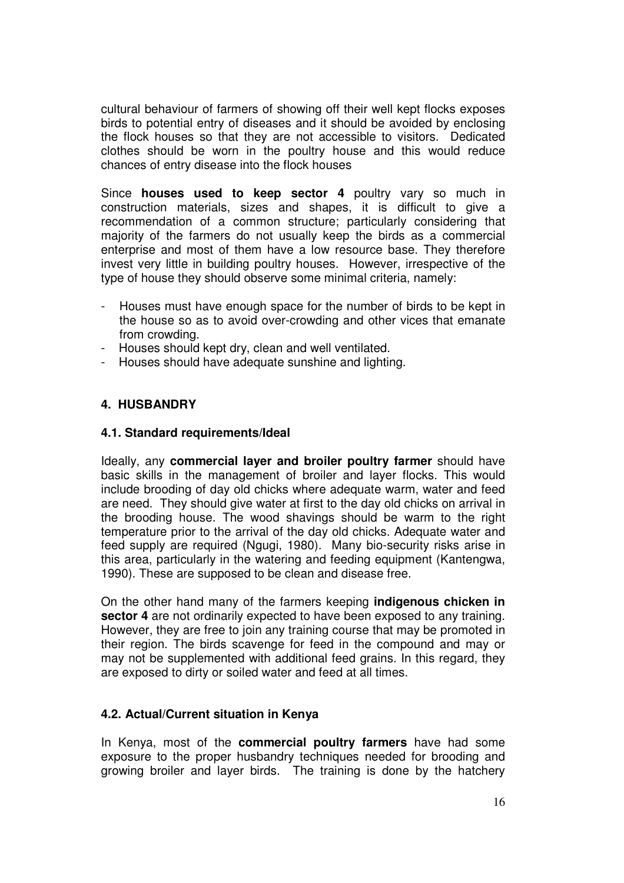cultural behaviour of farmers of showing off their well kept flocks exposes birds to potential entry of diseases and it should be avoided by enclosing the flock houses so that they are not accessible to visitors. Dedicated clothes should be worn in the poultry house and this would reduce chances of entry disease into the flock houses

Since **houses used to keep sector 4** poultry vary so much in construction materials, sizes and shapes, it is difficult to give a recommendation of a common structure; particularly considering that majority of the farmers do not usually keep the birds as a commercial enterprise and most of them have a low resource base. They therefore invest very little in building poultry houses. However, irrespective of the type of house they should observe some minimal criteria, namely:

- Houses must have enough space for the number of birds to be kept in the house so as to avoid over-crowding and other vices that emanate from crowding.
- Houses should kept dry, clean and well ventilated.
- Houses should have adequate sunshine and lighting.

## 4. HUSBANDRY

### 4.1. Standard requirements/Ideal

Ideally, any **commercial layer and broiler poultry farmer** should have basic skills in the management of broiler and layer flocks. This would include brooding of day old chicks where adequate warm, water and feed are need. They should give water at first to the day old chicks on arrival in the brooding house. The wood shavings should be warm to the right temperature prior to the arrival of the day old chicks. Adequate water and feed supply are required (Ngugi, 1980). Many bio-security risks arise in this area, particularly in the watering and feeding equipment (Kantengwa, 1990). These are supposed to be clean and disease free.

On the other hand many of the farmers keeping **indigenous chicken in sector 4** are not ordinarily expected to have been exposed to any training. However, they are free to join any training course that may be promoted in their region. The birds scavenge for feed in the compound and may or may not be supplemented with additional feed grains. In this regard, they are exposed to dirty or soiled water and feed at all times.

### 4.2. Actual/Current situation in Kenya

In Kenya, most of the **commercial poultry farmers** have had some exposure to the proper husbandry techniques needed for brooding and growing broiler and layer birds. The training is done by the hatchery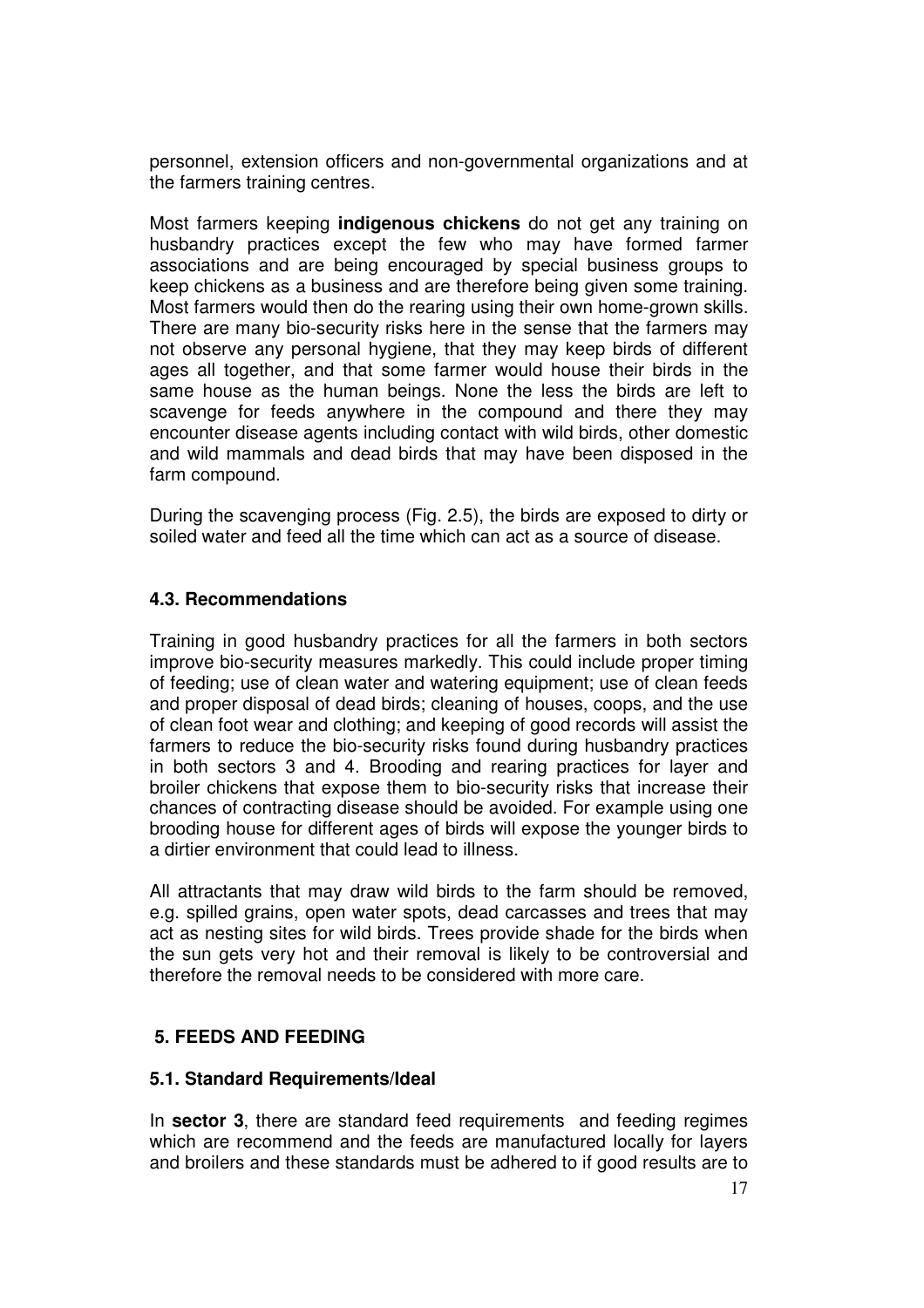personnel, extension officers and non-governmental organizations and at the farmers training centres.

Most farmers keeping **indigenous chickens** do not get any training on husbandry practices except the few who may have formed farmer associations and are being encouraged by special business groups to keep chickens as a business and are therefore being given some training. Most farmers would then do the rearing using their own home-grown skills. There are many bio-security risks here in the sense that the farmers may not observe any personal hygiene, that they may keep birds of different ages all together, and that some farmer would house their birds in the same house as the human beings. None the less the birds are left to scavenge for feeds anywhere in the compound and there they may encounter disease agents including contact with wild birds, other domestic and wild mammals and dead birds that may have been disposed in the farm compound.

During the scavenging process (Fig. 2.5), the birds are exposed to dirty or soiled water and feed all the time which can act as a source of disease.

### 4.3. Recommendations

Training in good husbandry practices for all the farmers in both sectors improve bio-security measures markedly. This could include proper timing of feeding; use of clean water and watering equipment; use of clean feeds and proper disposal of dead birds; cleaning of houses, coops, and the use of clean foot wear and clothing; and keeping of good records will assist the farmers to reduce the bio-security risks found during husbandry practices in both sectors 3 and 4. Brooding and rearing practices for layer and broiler chickens that expose them to bio-security risks that increase their chances of contracting disease should be avoided. For example using one brooding house for different ages of birds will expose the younger birds to a dirtier environment that could lead to illness.

All attractants that may draw wild birds to the farm should be removed, e.g. spilled grains, open water spots, dead carcasses and trees that may act as nesting sites for wild birds. Trees provide shade for the birds when the sun gets very hot and their removal is likely to be controversial and therefore the removal needs to be considered with more care.

## 5. FEEDS AND FEEDING

### 5.1. Standard Requirements/Ideal

In **sector 3**, there are standard feed requirements and feeding regimes which are recommend and the feeds are manufactured locally for layers and broilers and these standards must be adhered to if good results are to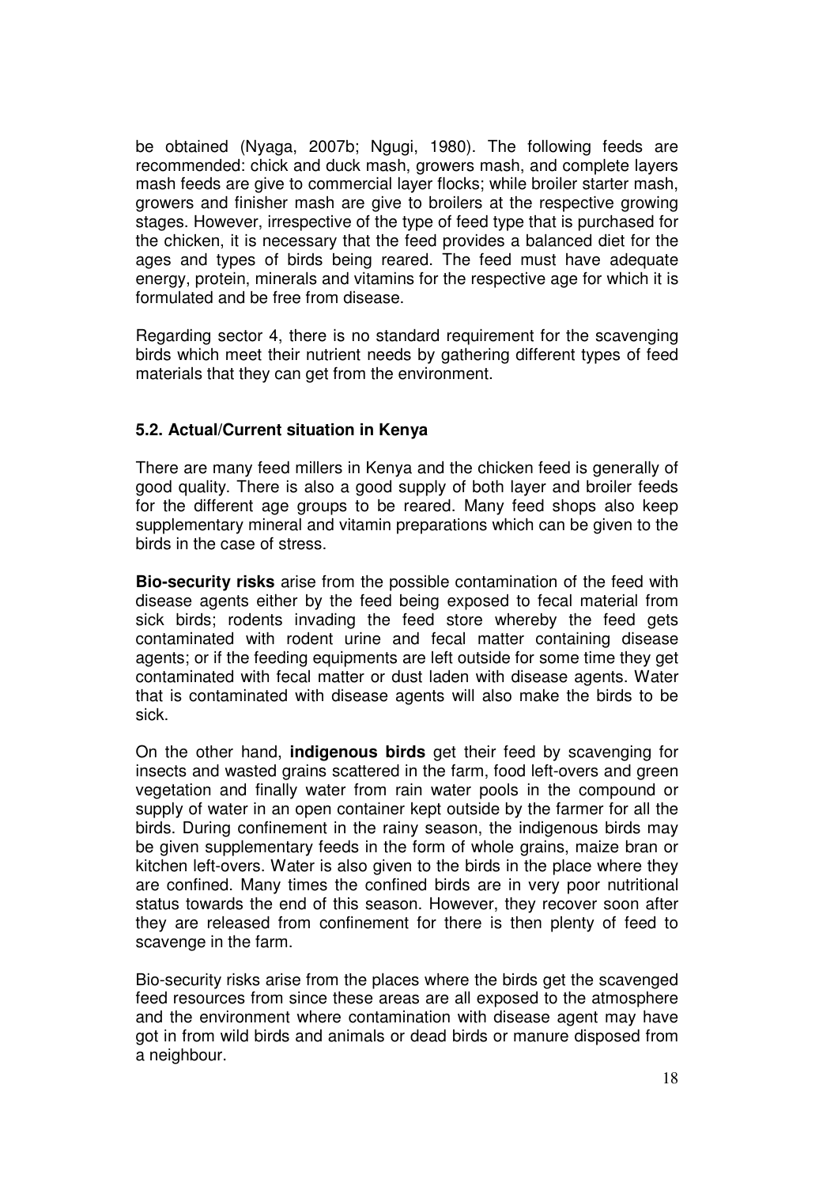be obtained (Nyaga, 2007b; Ngugi, 1980). The following feeds are recommended: chick and duck mash, growers mash, and complete layers mash feeds are give to commercial layer flocks; while broiler starter mash, growers and finisher mash are give to broilers at the respective growing stages. However, irrespective of the type of feed type that is purchased for the chicken, it is necessary that the feed provides a balanced diet for the ages and types of birds being reared. The feed must have adequate energy, protein, minerals and vitamins for the respective age for which it is formulated and be free from disease.

Regarding sector 4, there is no standard requirement for the scavenging birds which meet their nutrient needs by gathering different types of feed materials that they can get from the environment.

### 5.2. Actual/Current situation in Kenya

There are many feed millers in Kenya and the chicken feed is generally of good quality. There is also a good supply of both layer and broiler feeds for the different age groups to be reared. Many feed shops also keep supplementary mineral and vitamin preparations which can be given to the birds in the case of stress.

**Bio-security risks** arise from the possible contamination of the feed with disease agents either by the feed being exposed to fecal material from sick birds; rodents invading the feed store whereby the feed gets contaminated with rodent urine and fecal matter containing disease agents; or if the feeding equipments are left outside for some time they get contaminated with fecal matter or dust laden with disease agents. Water that is contaminated with disease agents will also make the birds to be sick.

On the other hand, **indigenous birds** get their feed by scavenging for insects and wasted grains scattered in the farm, food left-overs and green vegetation and finally water from rain water pools in the compound or supply of water in an open container kept outside by the farmer for all the birds. During confinement in the rainy season, the indigenous birds may be given supplementary feeds in the form of whole grains, maize bran or kitchen left-overs. Water is also given to the birds in the place where they are confined. Many times the confined birds are in very poor nutritional status towards the end of this season. However, they recover soon after they are released from confinement for there is then plenty of feed to scavenge in the farm.

Bio-security risks arise from the places where the birds get the scavenged feed resources from since these areas are all exposed to the atmosphere and the environment where contamination with disease agent may have got in from wild birds and animals or dead birds or manure disposed from a neighbour.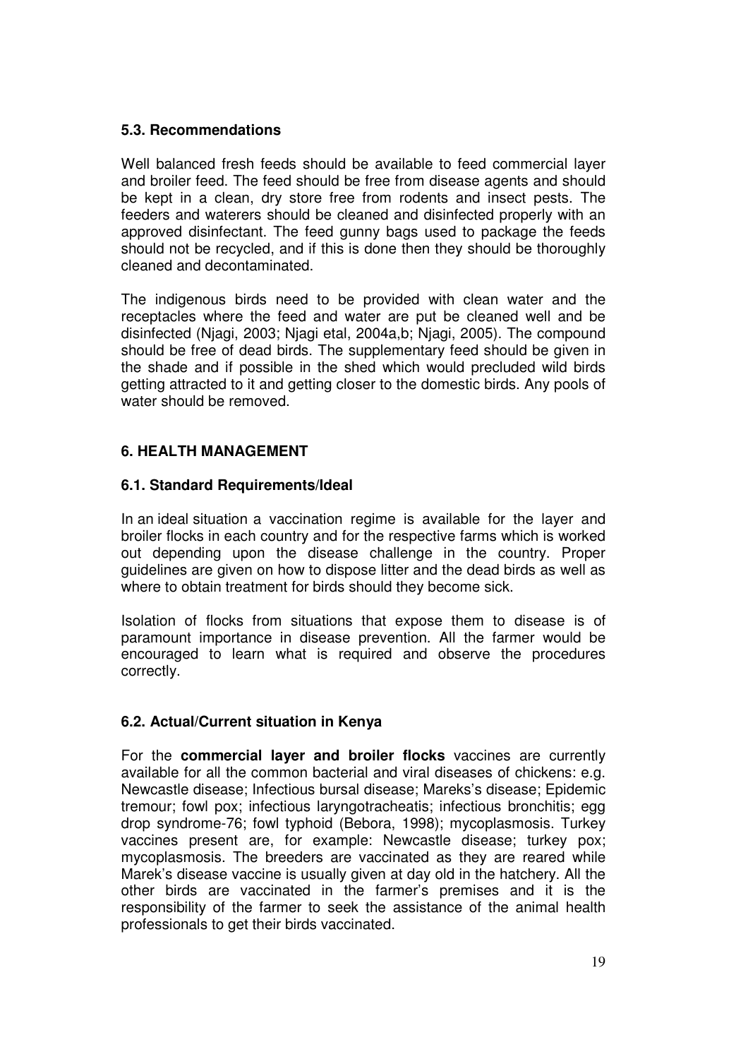### 5.3. Recommendations

Well balanced fresh feeds should be available to feed commercial layer and broiler feed. The feed should be free from disease agents and should be kept in a clean, dry store free from rodents and insect pests. The feeders and waterers should be cleaned and disinfected properly with an approved disinfectant. The feed gunny bags used to package the feeds should not be recycled, and if this is done then they should be thoroughly cleaned and decontaminated.

The indigenous birds need to be provided with clean water and the receptacles where the feed and water are put be cleaned well and be disinfected (Njagi, 2003; Njagi etal, 2004a,b; Njagi, 2005). The compound should be free of dead birds. The supplementary feed should be given in the shade and if possible in the shed which would precluded wild birds getting attracted to it and getting closer to the domestic birds. Any pools of water should be removed.

## 6. HEALTH MANAGEMENT

### 6.1. Standard Requirements/Ideal

In an ideal situation a vaccination regime is available for the layer and broiler flocks in each country and for the respective farms which is worked out depending upon the disease challenge in the country. Proper guidelines are given on how to dispose litter and the dead birds as well as where to obtain treatment for birds should they become sick.

Isolation of flocks from situations that expose them to disease is of paramount importance in disease prevention. All the farmer would be encouraged to learn what is required and observe the procedures correctly.

### 6.2. Actual/Current situation in Kenya

For the **commercial layer and broiler flocks** vaccines are currently available for all the common bacterial and viral diseases of chickens: e.g. Newcastle disease; Infectious bursal disease; Mareks's disease; Epidemic tremour; fowl pox; infectious laryngotracheatis; infectious bronchitis; egg drop syndrome-76; fowl typhoid (Bebora, 1998); mycoplasmosis. Turkey vaccines present are, for example: Newcastle disease; turkey pox; mycoplasmosis. The breeders are vaccinated as they are reared while Marek's disease vaccine is usually given at day old in the hatchery. All the other birds are vaccinated in the farmer's premises and it is the responsibility of the farmer to seek the assistance of the animal health professionals to get their birds vaccinated.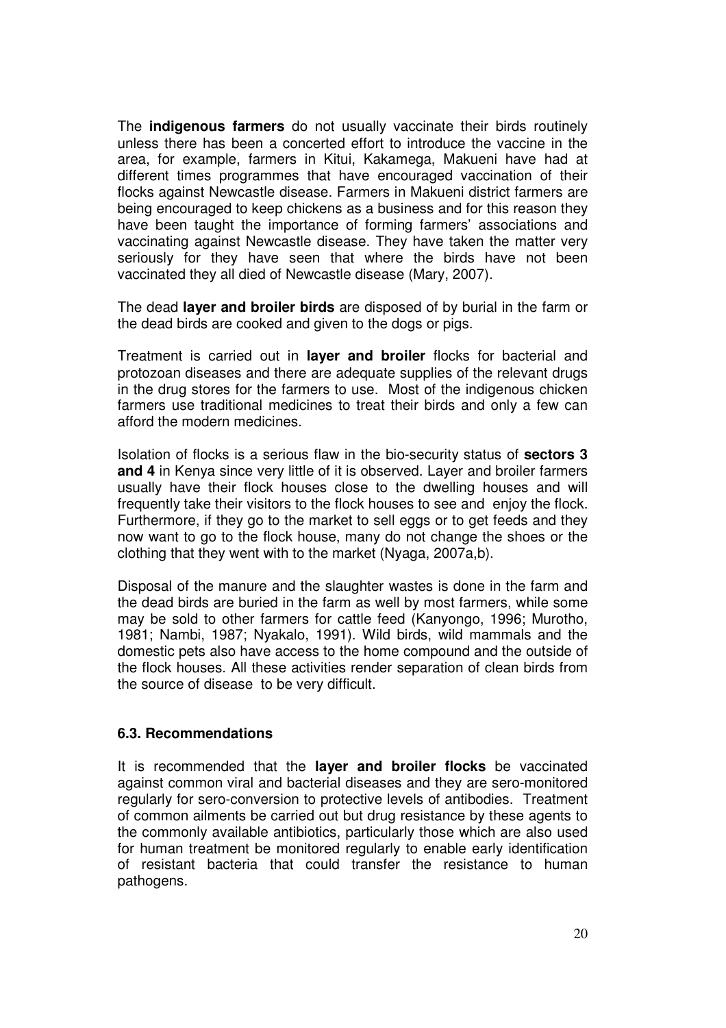The **indigenous farmers** do not usually vaccinate their birds routinely unless there has been a concerted effort to introduce the vaccine in the area, for example, farmers in Kitui, Kakamega, Makueni have had at different times programmes that have encouraged vaccination of their flocks against Newcastle disease. Farmers in Makueni district farmers are being encouraged to keep chickens as a business and for this reason they have been taught the importance of forming farmers' associations and vaccinating against Newcastle disease. They have taken the matter very seriously for they have seen that where the birds have not been vaccinated they all died of Newcastle disease (Mary, 2007).

The dead **layer and broiler birds** are disposed of by burial in the farm or the dead birds are cooked and given to the dogs or pigs.

Treatment is carried out in **layer and broiler** flocks for bacterial and protozoan diseases and there are adequate supplies of the relevant drugs in the drug stores for the farmers to use. Most of the indigenous chicken farmers use traditional medicines to treat their birds and only a few can afford the modern medicines.

Isolation of flocks is a serious flaw in the bio-security status of **sectors 3 and 4** in Kenya since very little of it is observed. Layer and broiler farmers usually have their flock houses close to the dwelling houses and will frequently take their visitors to the flock houses to see and enjoy the flock. Furthermore, if they go to the market to sell eggs or to get feeds and they now want to go to the flock house, many do not change the shoes or the clothing that they went with to the market (Nyaga, 2007a,b).

Disposal of the manure and the slaughter wastes is done in the farm and the dead birds are buried in the farm as well by most farmers, while some may be sold to other farmers for cattle feed (Kanyongo, 1996; Murotho, 1981; Nambi, 1987; Nyakalo, 1991). Wild birds, wild mammals and the domestic pets also have access to the home compound and the outside of the flock houses. All these activities render separation of clean birds from the source of disease to be very difficult.

### 6.3. Recommendations

It is recommended that the **layer and broiler flocks** be vaccinated against common viral and bacterial diseases and they are sero-monitored regularly for sero-conversion to protective levels of antibodies. Treatment of common ailments be carried out but drug resistance by these agents to the commonly available antibiotics, particularly those which are also used for human treatment be monitored regularly to enable early identification of resistant bacteria that could transfer the resistance to human pathogens.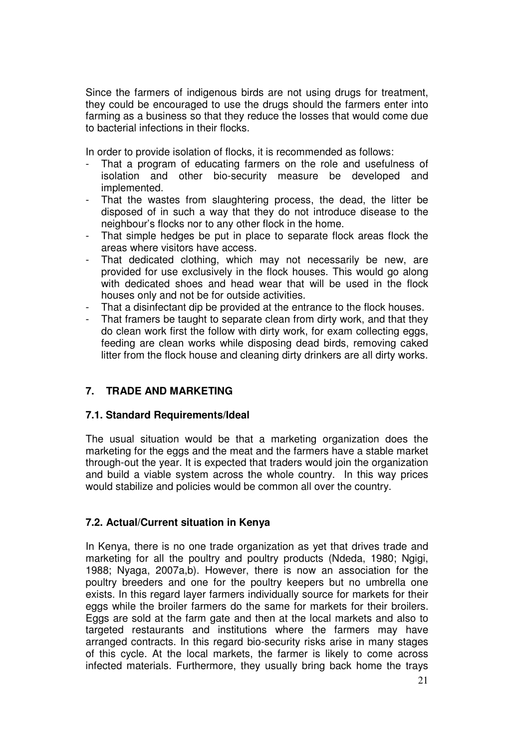Since the farmers of indigenous birds are not using drugs for treatment, they could be encouraged to use the drugs should the farmers enter into farming as a business so that they reduce the losses that would come due to bacterial infections in their flocks.

In order to provide isolation of flocks, it is recommended as follows:

- That a program of educating farmers on the role and usefulness of isolation and other bio-security measure be developed and implemented.
- That the wastes from slaughtering process, the dead, the litter be disposed of in such a way that they do not introduce disease to the neighbour's flocks nor to any other flock in the home.
- That simple hedges be put in place to separate flock areas flock the areas where visitors have access.
- That dedicated clothing, which may not necessarily be new, are provided for use exclusively in the flock houses. This would go along with dedicated shoes and head wear that will be used in the flock houses only and not be for outside activities.
- That a disinfectant dip be provided at the entrance to the flock houses.
- That framers be taught to separate clean from dirty work, and that they do clean work first the follow with dirty work, for exam collecting eggs, feeding are clean works while disposing dead birds, removing caked litter from the flock house and cleaning dirty drinkers are all dirty works.

## 7. TRADE AND MARKETING

### 7.1. Standard Requirements/Ideal

The usual situation would be that a marketing organization does the marketing for the eggs and the meat and the farmers have a stable market through-out the year. It is expected that traders would join the organization and build a viable system across the whole country. In this way prices would stabilize and policies would be common all over the country.

### 7.2. Actual/Current situation in Kenya

In Kenya, there is no one trade organization as yet that drives trade and marketing for all the poultry and poultry products (Ndeda, 1980; Ngigi, 1988; Nyaga, 2007a,b). However, there is now an association for the poultry breeders and one for the poultry keepers but no umbrella one exists. In this regard layer farmers individually source for markets for their eggs while the broiler farmers do the same for markets for their broilers. Eggs are sold at the farm gate and then at the local markets and also to targeted restaurants and institutions where the farmers may have arranged contracts. In this regard bio-security risks arise in many stages of this cycle. At the local markets, the farmer is likely to come across infected materials. Furthermore, they usually bring back home the trays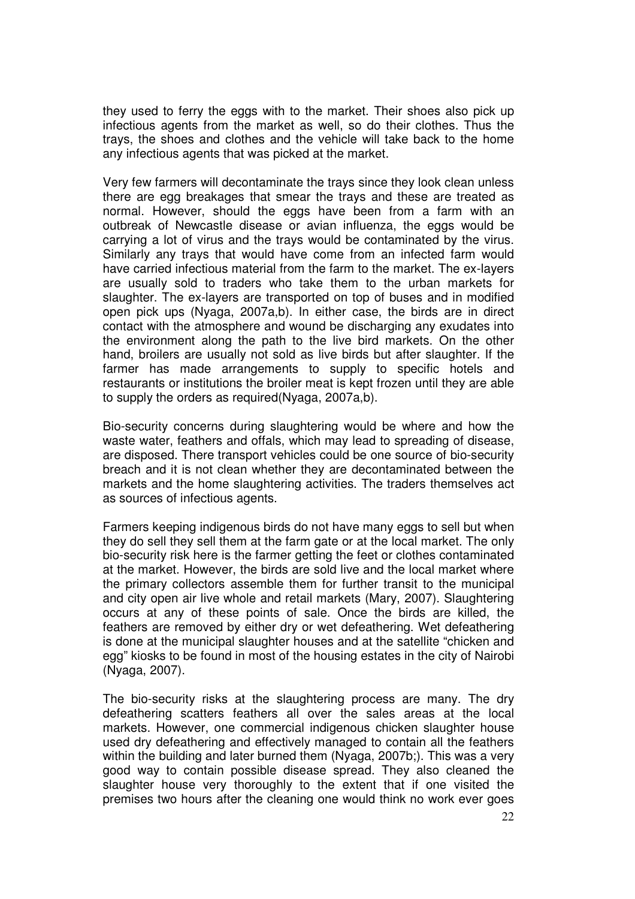they used to ferry the eggs with to the market. Their shoes also pick up infectious agents from the market as well, so do their clothes. Thus the trays, the shoes and clothes and the vehicle will take back to the home any infectious agents that was picked at the market.

Very few farmers will decontaminate the trays since they look clean unless there are egg breakages that smear the trays and these are treated as normal. However, should the eggs have been from a farm with an outbreak of Newcastle disease or avian influenza, the eggs would be carrying a lot of virus and the trays would be contaminated by the virus. Similarly any trays that would have come from an infected farm would have carried infectious material from the farm to the market. The ex-layers are usually sold to traders who take them to the urban markets for slaughter. The ex-layers are transported on top of buses and in modified open pick ups (Nyaga, 2007a,b). In either case, the birds are in direct contact with the atmosphere and wound be discharging any exudates into the environment along the path to the live bird markets. On the other hand, broilers are usually not sold as live birds but after slaughter. If the farmer has made arrangements to supply to specific hotels and restaurants or institutions the broiler meat is kept frozen until they are able to supply the orders as required(Nyaga, 2007a,b).

Bio-security concerns during slaughtering would be where and how the waste water, feathers and offals, which may lead to spreading of disease, are disposed. There transport vehicles could be one source of bio-security breach and it is not clean whether they are decontaminated between the markets and the home slaughtering activities. The traders themselves act as sources of infectious agents.

Farmers keeping indigenous birds do not have many eggs to sell but when they do sell they sell them at the farm gate or at the local market. The only bio-security risk here is the farmer getting the feet or clothes contaminated at the market. However, the birds are sold live and the local market where the primary collectors assemble them for further transit to the municipal and city open air live whole and retail markets (Mary, 2007). Slaughtering occurs at any of these points of sale. Once the birds are killed, the feathers are removed by either dry or wet defeathering. Wet defeathering is done at the municipal slaughter houses and at the satellite "chicken and egg" kiosks to be found in most of the housing estates in the city of Nairobi (Nyaga, 2007).

The bio-security risks at the slaughtering process are many. The dry defeathering scatters feathers all over the sales areas at the local markets. However, one commercial indigenous chicken slaughter house used dry defeathering and effectively managed to contain all the feathers within the building and later burned them (Nyaga, 2007b;). This was a very good way to contain possible disease spread. They also cleaned the slaughter house very thoroughly to the extent that if one visited the premises two hours after the cleaning one would think no work ever goes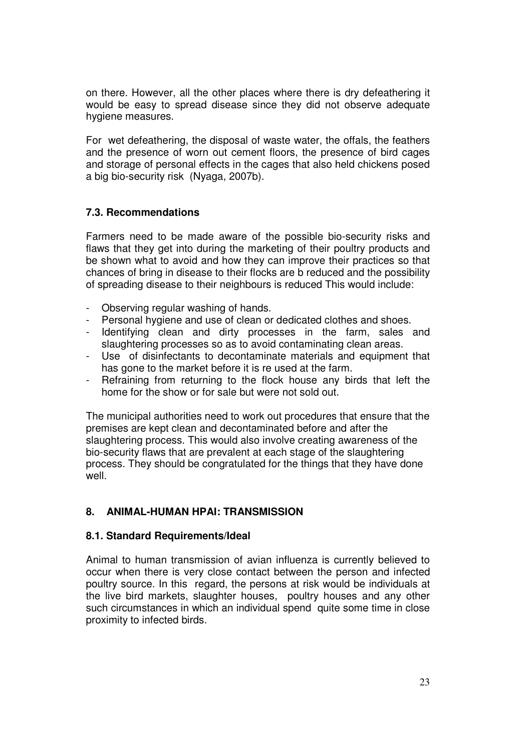on there. However, all the other places where there is dry defeathering it would be easy to spread disease since they did not observe adequate hygiene measures.

For wet defeathering, the disposal of waste water, the offals, the feathers and the presence of worn out cement floors, the presence of bird cages and storage of personal effects in the cages that also held chickens posed a big bio-security risk (Nyaga, 2007b).

### 7.3. Recommendations

Farmers need to be made aware of the possible bio-security risks and flaws that they get into during the marketing of their poultry products and be shown what to avoid and how they can improve their practices so that chances of bring in disease to their flocks are b reduced and the possibility of spreading disease to their neighbours is reduced This would include:

- Observing regular washing of hands.
- Personal hygiene and use of clean or dedicated clothes and shoes.
- Identifying clean and dirty processes in the farm, sales and slaughtering processes so as to avoid contaminating clean areas.
- Use of disinfectants to decontaminate materials and equipment that has gone to the market before it is re used at the farm.
- Refraining from returning to the flock house any birds that left the home for the show or for sale but were not sold out.

The municipal authorities need to work out procedures that ensure that the premises are kept clean and decontaminated before and after the slaughtering process. This would also involve creating awareness of the bio-security flaws that are prevalent at each stage of the slaughtering process. They should be congratulated for the things that they have done well.

## 8. ANIMAL-HUMAN HPAI: TRANSMISSION

### 8.1. Standard Requirements/Ideal

Animal to human transmission of avian influenza is currently believed to occur when there is very close contact between the person and infected poultry source. In this regard, the persons at risk would be individuals at the live bird markets, slaughter houses, poultry houses and any other such circumstances in which an individual spend quite some time in close proximity to infected birds.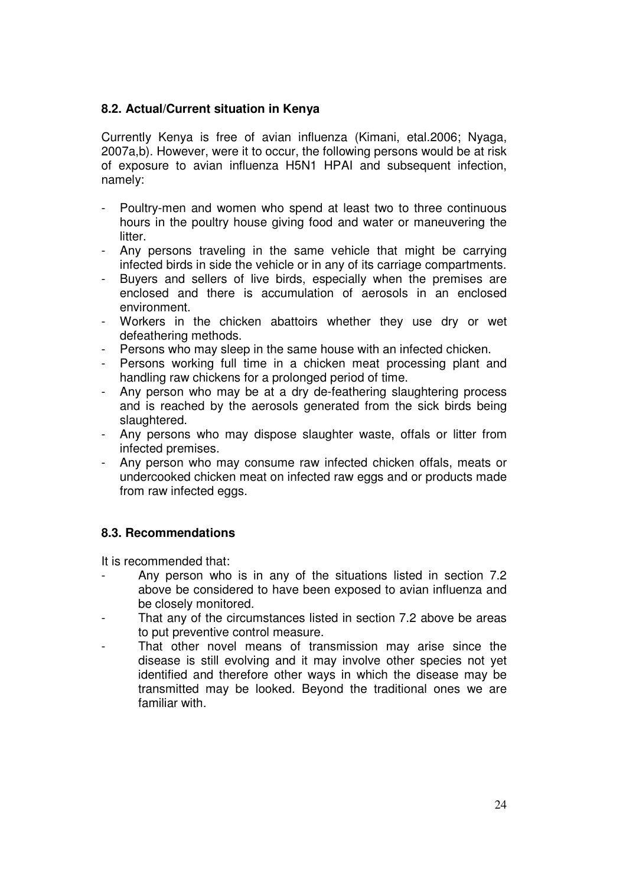### 8.2. Actual/Current situation in Kenya

Currently Kenya is free of avian influenza (Kimani, etal.2006; Nyaga, 2007a,b). However, were it to occur, the following persons would be at risk of exposure to avian influenza H5N1 HPAI and subsequent infection, namely:

- Poultry-men and women who spend at least two to three continuous hours in the poultry house giving food and water or maneuvering the litter.
- Any persons traveling in the same vehicle that might be carrying infected birds in side the vehicle or in any of its carriage compartments.
- Buyers and sellers of live birds, especially when the premises are enclosed and there is accumulation of aerosols in an enclosed environment.
- Workers in the chicken abattoirs whether they use dry or wet defeathering methods.
- Persons who may sleep in the same house with an infected chicken.
- Persons working full time in a chicken meat processing plant and handling raw chickens for a prolonged period of time.
- Any person who may be at a dry de-feathering slaughtering process and is reached by the aerosols generated from the sick birds being slaughtered.
- Any persons who may dispose slaughter waste, offals or litter from infected premises.
- Any person who may consume raw infected chicken offals, meats or undercooked chicken meat on infected raw eggs and or products made from raw infected eggs.

### 8.3. Recommendations

It is recommended that:

- Any person who is in any of the situations listed in section 7.2 above be considered to have been exposed to avian influenza and be closely monitored.
- That any of the circumstances listed in section 7.2 above be areas to put preventive control measure.
- That other novel means of transmission may arise since the disease is still evolving and it may involve other species not yet identified and therefore other ways in which the disease may be transmitted may be looked. Beyond the traditional ones we are familiar with.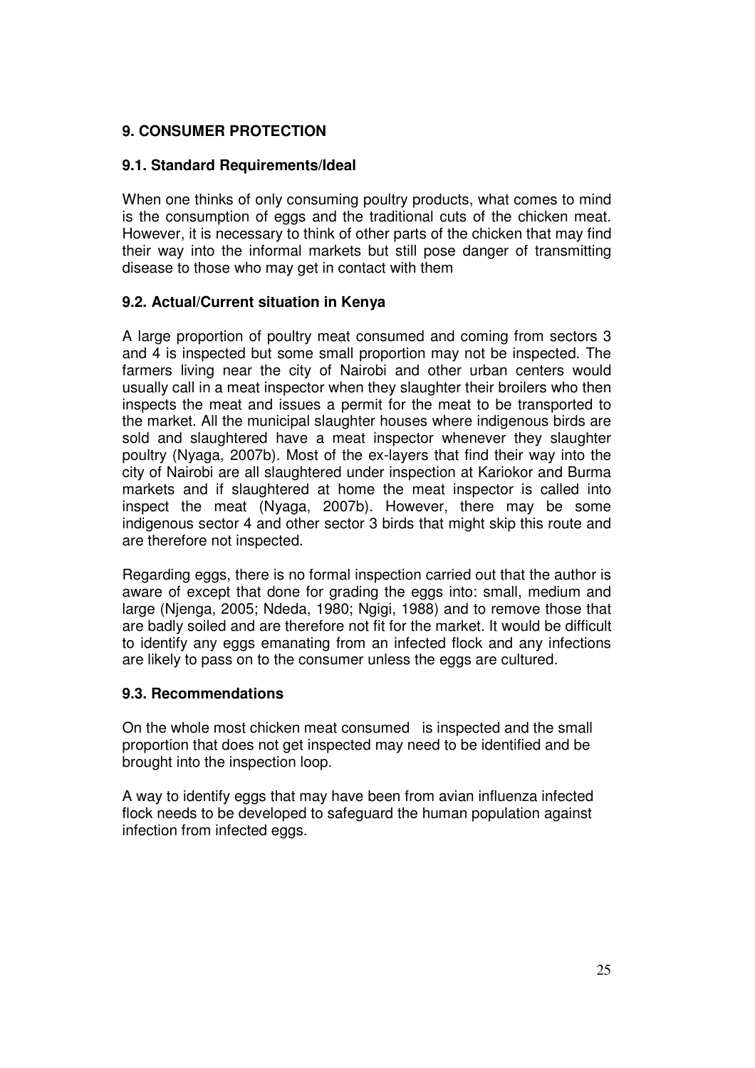## 9. CONSUMER PROTECTION

### 9.1. Standard Requirements/Ideal

When one thinks of only consuming poultry products, what comes to mind is the consumption of eggs and the traditional cuts of the chicken meat. However, it is necessary to think of other parts of the chicken that may find their way into the informal markets but still pose danger of transmitting disease to those who may get in contact with them

### 9.2. Actual/Current situation in Kenya

A large proportion of poultry meat consumed and coming from sectors 3 and 4 is inspected but some small proportion may not be inspected. The farmers living near the city of Nairobi and other urban centers would usually call in a meat inspector when they slaughter their broilers who then inspects the meat and issues a permit for the meat to be transported to the market. All the municipal slaughter houses where indigenous birds are sold and slaughtered have a meat inspector whenever they slaughter poultry (Nyaga, 2007b). Most of the ex-layers that find their way into the city of Nairobi are all slaughtered under inspection at Kariokor and Burma markets and if slaughtered at home the meat inspector is called into inspect the meat (Nyaga, 2007b). However, there may be some indigenous sector 4 and other sector 3 birds that might skip this route and are therefore not inspected.

Regarding eggs, there is no formal inspection carried out that the author is aware of except that done for grading the eggs into: small, medium and large (Njenga, 2005; Ndeda, 1980; Ngigi, 1988) and to remove those that are badly soiled and are therefore not fit for the market. It would be difficult to identify any eggs emanating from an infected flock and any infections are likely to pass on to the consumer unless the eggs are cultured.

### 9.3. Recommendations

On the whole most chicken meat consumed is inspected and the small proportion that does not get inspected may need to be identified and be brought into the inspection loop.

A way to identify eggs that may have been from avian influenza infected flock needs to be developed to safeguard the human population against infection from infected eggs.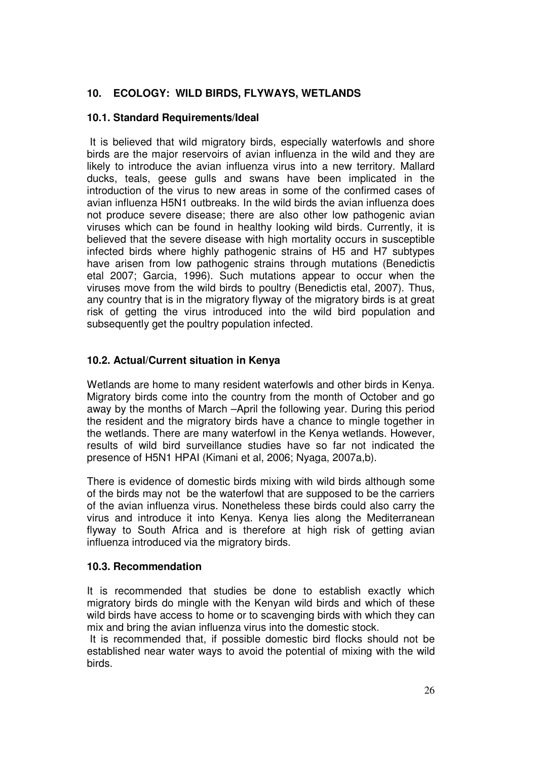## 10. ECOLOGY: WILD BIRDS, FLYWAYS, WETLANDS

### 10.1. Standard Requirements/Ideal

It is believed that wild migratory birds, especially waterfowls and shore birds are the major reservoirs of avian influenza in the wild and they are likely to introduce the avian influenza virus into a new territory. Mallard ducks, teals, geese gulls and swans have been implicated in the introduction of the virus to new areas in some of the confirmed cases of avian influenza H5N1 outbreaks. In the wild birds the avian influenza does not produce severe disease; there are also other low pathogenic avian viruses which can be found in healthy looking wild birds. Currently, it is believed that the severe disease with high mortality occurs in susceptible infected birds where highly pathogenic strains of H5 and H7 subtypes have arisen from low pathogenic strains through mutations (Benedictis etal 2007; Garcia, 1996). Such mutations appear to occur when the viruses move from the wild birds to poultry (Benedictis etal, 2007). Thus, any country that is in the migratory flyway of the migratory birds is at great risk of getting the virus introduced into the wild bird population and subsequently get the poultry population infected.

### 10.2. Actual/Current situation in Kenya

Wetlands are home to many resident waterfowls and other birds in Kenya. Migratory birds come into the country from the month of October and go away by the months of March –April the following year. During this period the resident and the migratory birds have a chance to mingle together in the wetlands. There are many waterfowl in the Kenya wetlands. However, results of wild bird surveillance studies have so far not indicated the presence of H5N1 HPAI (Kimani et al, 2006; Nyaga, 2007a,b).

There is evidence of domestic birds mixing with wild birds although some of the birds may not be the waterfowl that are supposed to be the carriers of the avian influenza virus. Nonetheless these birds could also carry the virus and introduce it into Kenya. Kenya lies along the Mediterranean flyway to South Africa and is therefore at high risk of getting avian influenza introduced via the migratory birds.

### 10.3. Recommendation

It is recommended that studies be done to establish exactly which migratory birds do mingle with the Kenyan wild birds and which of these wild birds have access to home or to scavenging birds with which they can mix and bring the avian influenza virus into the domestic stock.

It is recommended that, if possible domestic bird flocks should not be established near water ways to avoid the potential of mixing with the wild birds.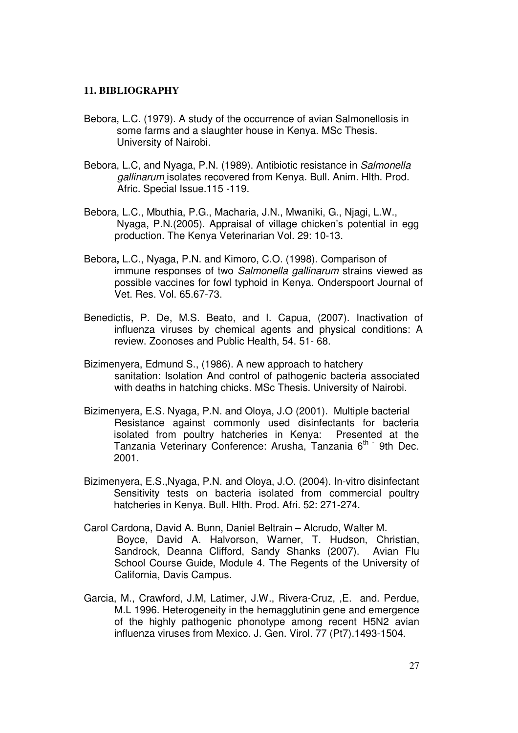## 11. BIBLIOGRAPHY

Bebora, L.C. (1979). A study of the occurrence of avian Salmonellosis in some farms and a slaughter house in Kenya. MSc Thesis. University of Nairobi.

Bebora, L.C, and Nyaga, P.N. (1989). Antibiotic resistance in *Salmonella gallinarum* isolates recovered from Kenya. Bull. Anim. Hlth. Prod. Afric. Special Issue.115 -119.

Bebora, L.C., Mbuthia, P.G., Macharia, J.N., Mwaniki, G., Njagi, L.W., Nyaga, P.N.(2005). Appraisal of village chicken's potential in egg production. The Kenya Veterinarian Vol. 29: 10-13.

Bebora**,** L.C., Nyaga, P.N. and Kimoro, C.O. (1998). Comparison of immune responses of two *Salmonella gallinarum* strains viewed as possible vaccines for fowl typhoid in Kenya. Onderspoort Journal of Vet. Res. Vol. 65.67-73.

Benedictis, P. De, M.S. Beato, and I. Capua, (2007). Inactivation of influenza viruses by chemical agents and physical conditions: A review. Zoonoses and Public Health, 54. 51- 68.

Bizimenyera, Edmund S., (1986). A new approach to hatchery sanitation: Isolation And control of pathogenic bacteria associated with deaths in hatching chicks. MSc Thesis. University of Nairobi.

Bizimenyera, E.S. Nyaga, P.N. and Oloya, J.O (2001). Multiple bacterial Resistance against commonly used disinfectants for bacteria isolated from poultry hatcheries in Kenya: Presented at the Tanzania Veterinary Conference: Arusha, Tanzania 6th - 9th Dec. 2001.

Bizimenyera, E.S.,Nyaga, P.N. and Oloya, J.O. (2004). In-vitro disinfectant Sensitivity tests on bacteria isolated from commercial poultry hatcheries in Kenya. Bull. Hlth. Prod. Afri. 52: 271-274.

Carol Cardona, David A. Bunn, Daniel Beltrain – Alcrudo, Walter M. Boyce, David A. Halvorson, Warner, T. Hudson, Christian, Sandrock, Deanna Clifford, Sandy Shanks (2007). Avian Flu School Course Guide, Module 4. The Regents of the University of California, Davis Campus.

Garcia, M., Crawford, J.M, Latimer, J.W., Rivera-Cruz, ,E. and. Perdue, M.L 1996. Heterogeneity in the hemagglutinin gene and emergence of the highly pathogenic phonotype among recent H5N2 avian influenza viruses from Mexico. J. Gen. Virol. 77 (Pt7).1493-1504.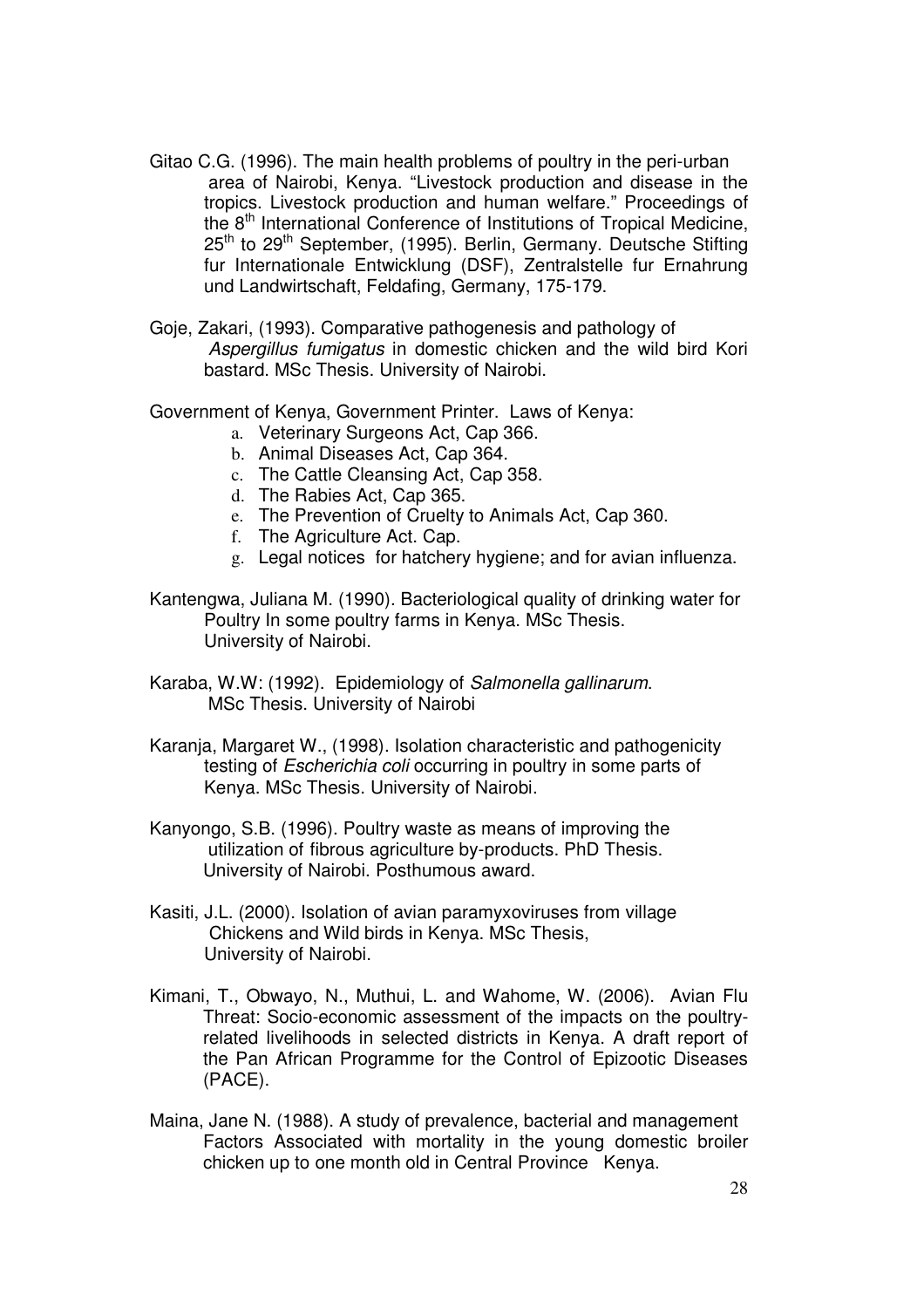Gitao C.G. (1996). The main health problems of poultry in the peri-urban area of Nairobi, Kenya. "Livestock production and disease in the tropics. Livestock production and human welfare." Proceedings of the 8th International Conference of Institutions of Tropical Medicine, 25th to 29th September, (1995). Berlin, Germany. Deutsche Stifting fur Internationale Entwicklung (DSF), Zentralstelle fur Ernahrung und Landwirtschaft, Feldafing, Germany, 175-179.

Goje, Zakari, (1993). Comparative pathogenesis and pathology of *Aspergillus fumigatus* in domestic chicken and the wild bird Kori bastard. MSc Thesis. University of Nairobi.

Government of Kenya, Government Printer. Laws of Kenya:

a. Veterinary Surgeons Act, Cap 366.
b. Animal Diseases Act, Cap 364.
c. The Cattle Cleansing Act, Cap 358.
d. The Rabies Act, Cap 365.
e. The Prevention of Cruelty to Animals Act, Cap 360.
f. The Agriculture Act. Cap.
g. Legal notices for hatchery hygiene; and for avian influenza.

Kantengwa, Juliana M. (1990). Bacteriological quality of drinking water for Poultry In some poultry farms in Kenya. MSc Thesis. University of Nairobi.

Karaba, W.W: (1992). Epidemiology of *Salmonella gallinarum*. MSc Thesis. University of Nairobi

Karanja, Margaret W., (1998). Isolation characteristic and pathogenicity testing of *Escherichia coli* occurring in poultry in some parts of Kenya. MSc Thesis. University of Nairobi.

Kanyongo, S.B. (1996). Poultry waste as means of improving the utilization of fibrous agriculture by-products. PhD Thesis. University of Nairobi. Posthumous award.

Kasiti, J.L. (2000). Isolation of avian paramyxoviruses from village Chickens and Wild birds in Kenya. MSc Thesis, University of Nairobi.

Kimani, T., Obwayo, N., Muthui, L. and Wahome, W. (2006). Avian Flu Threat: Socio-economic assessment of the impacts on the poultry-related livelihoods in selected districts in Kenya. A draft report of the Pan African Programme for the Control of Epizootic Diseases (PACE).

Maina, Jane N. (1988). A study of prevalence, bacterial and management Factors Associated with mortality in the young domestic broiler chicken up to one month old in Central Province Kenya.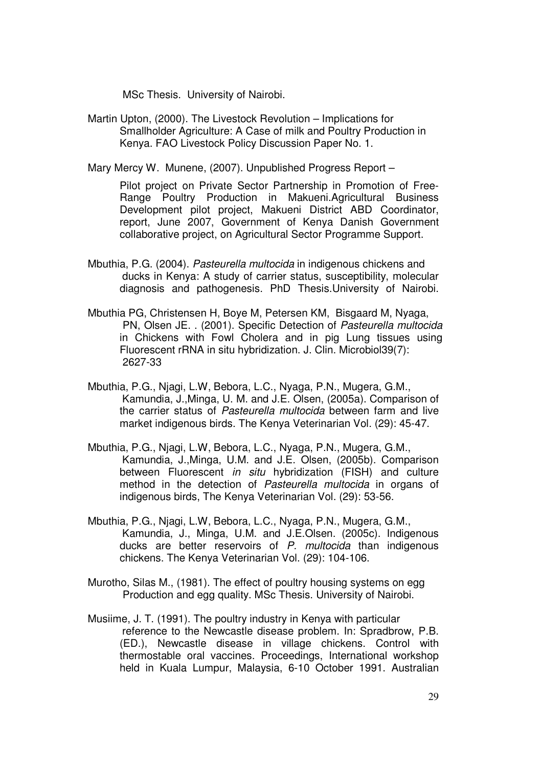MSc Thesis. University of Nairobi.

Martin Upton, (2000). The Livestock Revolution – Implications for Smallholder Agriculture: A Case of milk and Poultry Production in Kenya. FAO Livestock Policy Discussion Paper No. 1.

Mary Mercy W. Munene, (2007). Unpublished Progress Report –

Pilot project on Private Sector Partnership in Promotion of Free-Range Poultry Production in Makueni.Agricultural Business Development pilot project, Makueni District ABD Coordinator, report, June 2007, Government of Kenya Danish Government collaborative project, on Agricultural Sector Programme Support.

Mbuthia, P.G. (2004). *Pasteurella multocida* in indigenous chickens and ducks in Kenya: A study of carrier status, susceptibility, molecular diagnosis and pathogenesis. PhD Thesis.University of Nairobi.

Mbuthia PG, Christensen H, Boye M, Petersen KM, Bisgaard M, Nyaga, PN, Olsen JE. . (2001). Specific Detection of *Pasteurella multocida* in Chickens with Fowl Cholera and in pig Lung tissues using Fluorescent rRNA in situ hybridization. J. Clin. Microbiol39(7): 2627-33

Mbuthia, P.G., Njagi, L.W, Bebora, L.C., Nyaga, P.N., Mugera, G.M., Kamundia, J.,Minga, U. M. and J.E. Olsen, (2005a). Comparison of the carrier status of *Pasteurella multocida* between farm and live market indigenous birds. The Kenya Veterinarian Vol. (29): 45-47.

Mbuthia, P.G., Njagi, L.W, Bebora, L.C., Nyaga, P.N., Mugera, G.M., Kamundia, J.,Minga, U.M. and J.E. Olsen, (2005b). Comparison between Fluorescent *in situ* hybridization (FISH) and culture method in the detection of *Pasteurella multocida* in organs of indigenous birds, The Kenya Veterinarian Vol. (29): 53-56.

Mbuthia, P.G., Njagi, L.W, Bebora, L.C., Nyaga, P.N., Mugera, G.M., Kamundia, J., Minga, U.M. and J.E.Olsen. (2005c). Indigenous ducks are better reservoirs of *P. multocida* than indigenous chickens. The Kenya Veterinarian Vol. (29): 104-106.

Murotho, Silas M., (1981). The effect of poultry housing systems on egg Production and egg quality. MSc Thesis. University of Nairobi.

Musiime, J. T. (1991). The poultry industry in Kenya with particular reference to the Newcastle disease problem. In: Spradbrow, P.B. (ED.), Newcastle disease in village chickens. Control with thermostable oral vaccines. Proceedings, International workshop held in Kuala Lumpur, Malaysia, 6-10 October 1991. Australian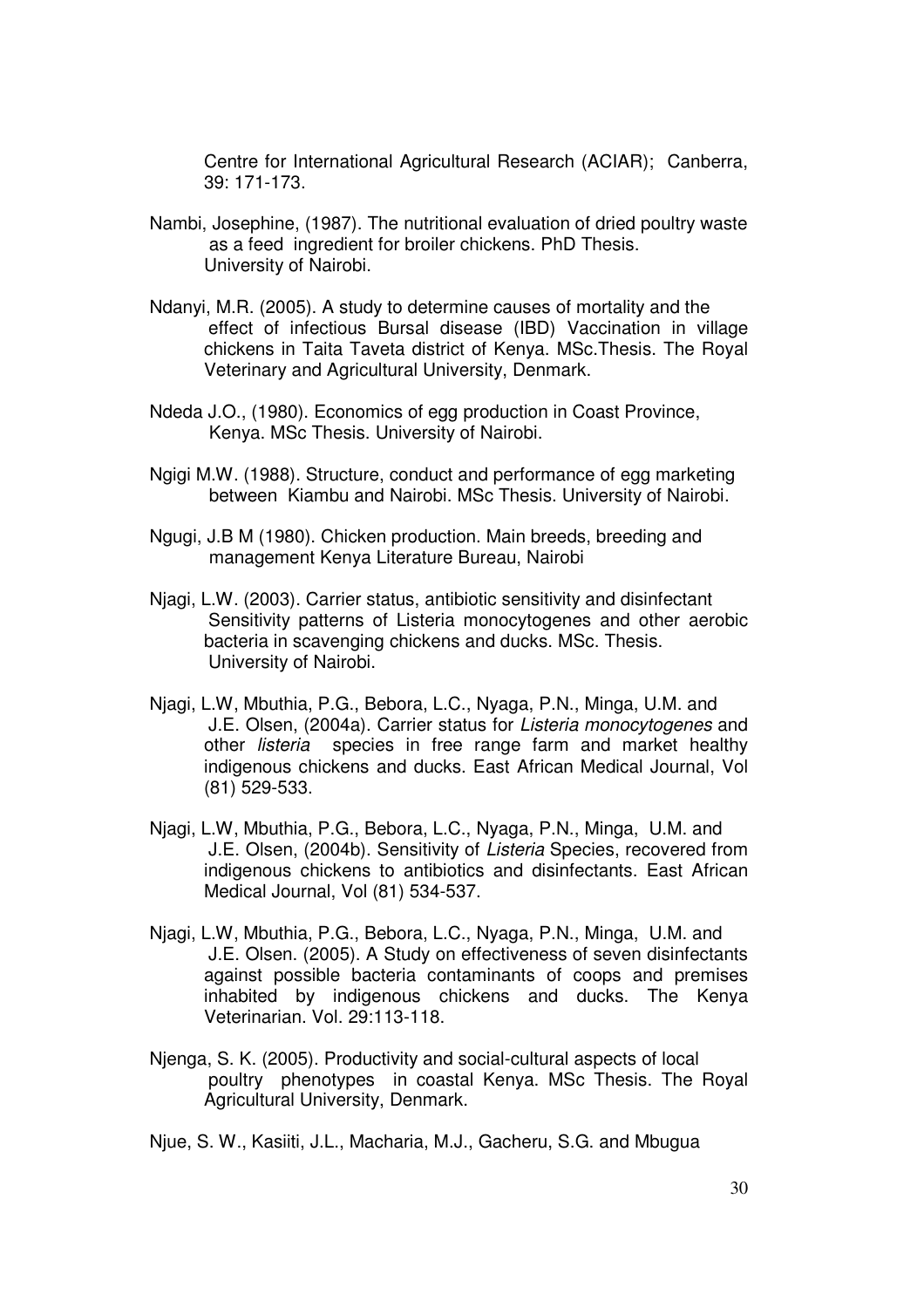Centre for International Agricultural Research (ACIAR); Canberra, 39: 171-173.

Nambi, Josephine, (1987). The nutritional evaluation of dried poultry waste as a feed ingredient for broiler chickens. PhD Thesis. University of Nairobi.

Ndanyi, M.R. (2005). A study to determine causes of mortality and the effect of infectious Bursal disease (IBD) Vaccination in village chickens in Taita Taveta district of Kenya. MSc.Thesis. The Royal Veterinary and Agricultural University, Denmark.

Ndeda J.O., (1980). Economics of egg production in Coast Province, Kenya. MSc Thesis. University of Nairobi.

Ngigi M.W. (1988). Structure, conduct and performance of egg marketing between Kiambu and Nairobi. MSc Thesis. University of Nairobi.

Ngugi, J.B M (1980). Chicken production. Main breeds, breeding and management Kenya Literature Bureau, Nairobi

Njagi, L.W. (2003). Carrier status, antibiotic sensitivity and disinfectant Sensitivity patterns of Listeria monocytogenes and other aerobic bacteria in scavenging chickens and ducks. MSc. Thesis. University of Nairobi.

Njagi, L.W, Mbuthia, P.G., Bebora, L.C., Nyaga, P.N., Minga, U.M. and J.E. Olsen, (2004a). Carrier status for *Listeria monocytogenes* and other *listeria* species in free range farm and market healthy indigenous chickens and ducks. East African Medical Journal, Vol (81) 529-533.

Njagi, L.W, Mbuthia, P.G., Bebora, L.C., Nyaga, P.N., Minga, U.M. and J.E. Olsen, (2004b). Sensitivity of *Listeria* Species, recovered from indigenous chickens to antibiotics and disinfectants. East African Medical Journal, Vol (81) 534-537.

Njagi, L.W, Mbuthia, P.G., Bebora, L.C., Nyaga, P.N., Minga, U.M. and J.E. Olsen. (2005). A Study on effectiveness of seven disinfectants against possible bacteria contaminants of coops and premises inhabited by indigenous chickens and ducks. The Kenya Veterinarian. Vol. 29:113-118.

Njenga, S. K. (2005). Productivity and social-cultural aspects of local poultry phenotypes in coastal Kenya. MSc Thesis. The Royal Agricultural University, Denmark.

Njue, S. W., Kasiiti, J.L., Macharia, M.J., Gacheru, S.G. and Mbugua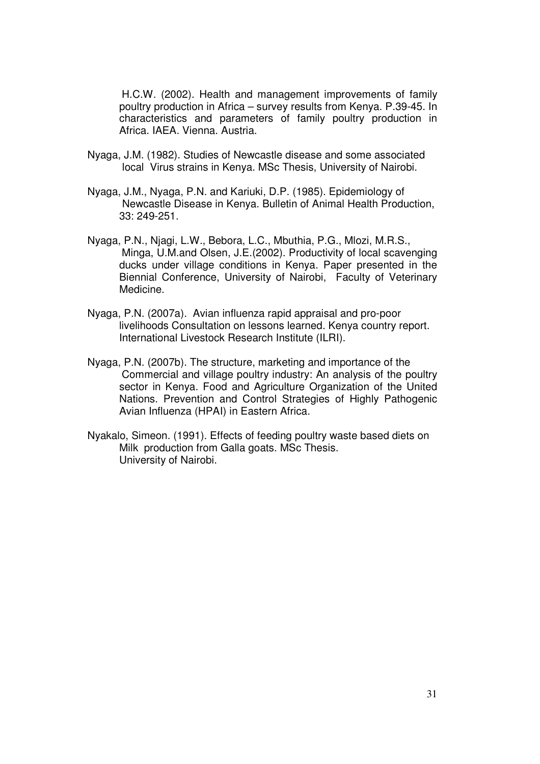H.C.W. (2002). Health and management improvements of family poultry production in Africa – survey results from Kenya. P.39-45. In characteristics and parameters of family poultry production in Africa. IAEA. Vienna. Austria.

Nyaga, J.M. (1982). Studies of Newcastle disease and some associated local Virus strains in Kenya. MSc Thesis, University of Nairobi.

Nyaga, J.M., Nyaga, P.N. and Kariuki, D.P. (1985). Epidemiology of Newcastle Disease in Kenya. Bulletin of Animal Health Production, 33: 249-251.

Nyaga, P.N., Njagi, L.W., Bebora, L.C., Mbuthia, P.G., Mlozi, M.R.S., Minga, U.M.and Olsen, J.E.(2002). Productivity of local scavenging ducks under village conditions in Kenya. Paper presented in the Biennial Conference, University of Nairobi, Faculty of Veterinary Medicine.

Nyaga, P.N. (2007a). Avian influenza rapid appraisal and pro-poor livelihoods Consultation on lessons learned. Kenya country report. International Livestock Research Institute (ILRI).

Nyaga, P.N. (2007b). The structure, marketing and importance of the Commercial and village poultry industry: An analysis of the poultry sector in Kenya. Food and Agriculture Organization of the United Nations. Prevention and Control Strategies of Highly Pathogenic Avian Influenza (HPAI) in Eastern Africa.

Nyakalo, Simeon. (1991). Effects of feeding poultry waste based diets on Milk production from Galla goats. MSc Thesis. University of Nairobi.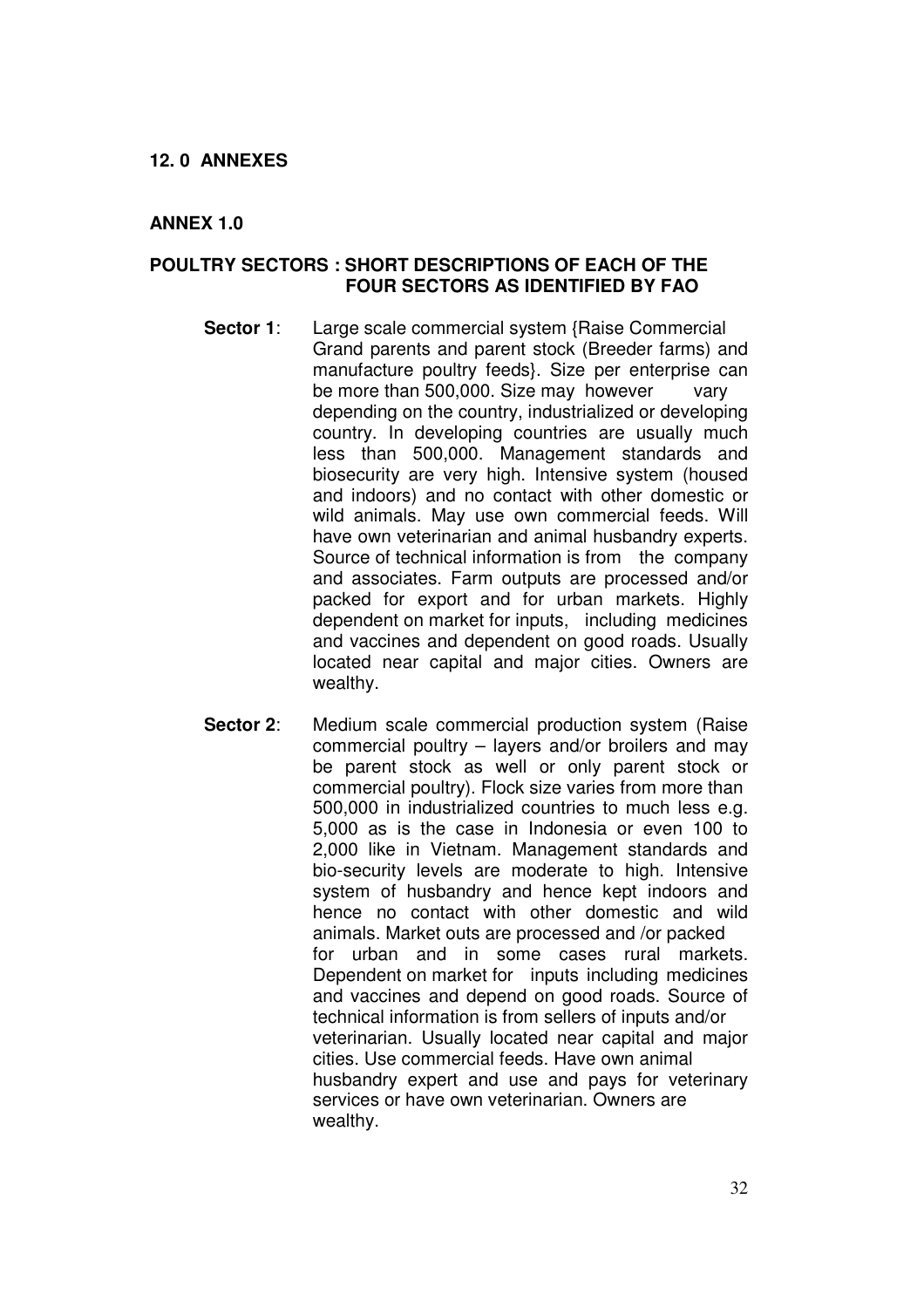## 12. 0 ANNEXES

### ANNEX 1.0

### POULTRY SECTORS : SHORT DESCRIPTIONS OF EACH OF THE FOUR SECTORS AS IDENTIFIED BY FAO

**Sector 1**: Large scale commercial system {Raise Commercial Grand parents and parent stock (Breeder farms) and manufacture poultry feeds}. Size per enterprise can be more than 500,000. Size may however vary depending on the country, industrialized or developing country. In developing countries are usually much less than 500,000. Management standards and biosecurity are very high. Intensive system (housed and indoors) and no contact with other domestic or wild animals. May use own commercial feeds. Will have own veterinarian and animal husbandry experts. Source of technical information is from the company and associates. Farm outputs are processed and/or packed for export and for urban markets. Highly dependent on market for inputs, including medicines and vaccines and dependent on good roads. Usually located near capital and major cities. Owners are wealthy.

**Sector 2**: Medium scale commercial production system (Raise commercial poultry – layers and/or broilers and may be parent stock as well or only parent stock or commercial poultry). Flock size varies from more than 500,000 in industrialized countries to much less e.g. 5,000 as is the case in Indonesia or even 100 to 2,000 like in Vietnam. Management standards and bio-security levels are moderate to high. Intensive system of husbandry and hence kept indoors and hence no contact with other domestic and wild animals. Market outs are processed and /or packed for urban and in some cases rural markets. Dependent on market for inputs including medicines and vaccines and depend on good roads. Source of technical information is from sellers of inputs and/or veterinarian. Usually located near capital and major cities. Use commercial feeds. Have own animal husbandry expert and use and pays for veterinary services or have own veterinarian. Owners are wealthy.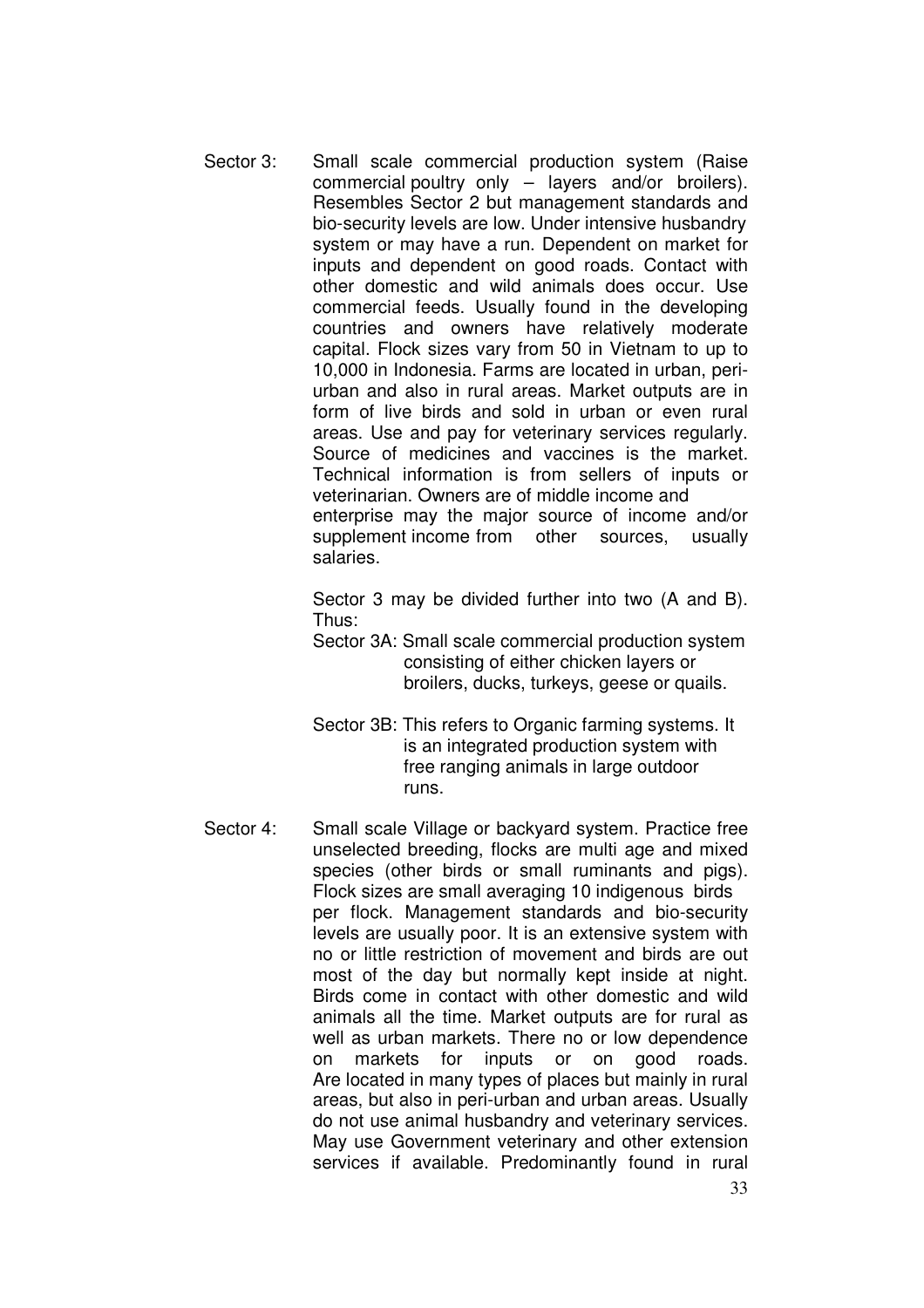Sector 3: Small scale commercial production system (Raise commercial poultry only – layers and/or broilers). Resembles Sector 2 but management standards and bio-security levels are low. Under intensive husbandry system or may have a run. Dependent on market for inputs and dependent on good roads. Contact with other domestic and wild animals does occur. Use commercial feeds. Usually found in the developing countries and owners have relatively moderate capital. Flock sizes vary from 50 in Vietnam to up to 10,000 in Indonesia. Farms are located in urban, peri-urban and also in rural areas. Market outputs are in form of live birds and sold in urban or even rural areas. Use and pay for veterinary services regularly. Source of medicines and vaccines is the market. Technical information is from sellers of inputs or veterinarian. Owners are of middle income and enterprise may the major source of income and/or supplement income from other sources, usually salaries.

Sector 3 may be divided further into two (A and B). Thus:

Sector 3A: Small scale commercial production system consisting of either chicken layers or broilers, ducks, turkeys, geese or quails.

Sector 3B: This refers to Organic farming systems. It is an integrated production system with free ranging animals in large outdoor runs.

Sector 4: Small scale Village or backyard system. Practice free unselected breeding, flocks are multi age and mixed species (other birds or small ruminants and pigs). Flock sizes are small averaging 10 indigenous birds per flock. Management standards and bio-security levels are usually poor. It is an extensive system with no or little restriction of movement and birds are out most of the day but normally kept inside at night. Birds come in contact with other domestic and wild animals all the time. Market outputs are for rural as well as urban markets. There no or low dependence on markets for inputs or on good roads. Are located in many types of places but mainly in rural areas, but also in peri-urban and urban areas. Usually do not use animal husbandry and veterinary services. May use Government veterinary and other extension services if available. Predominantly found in rural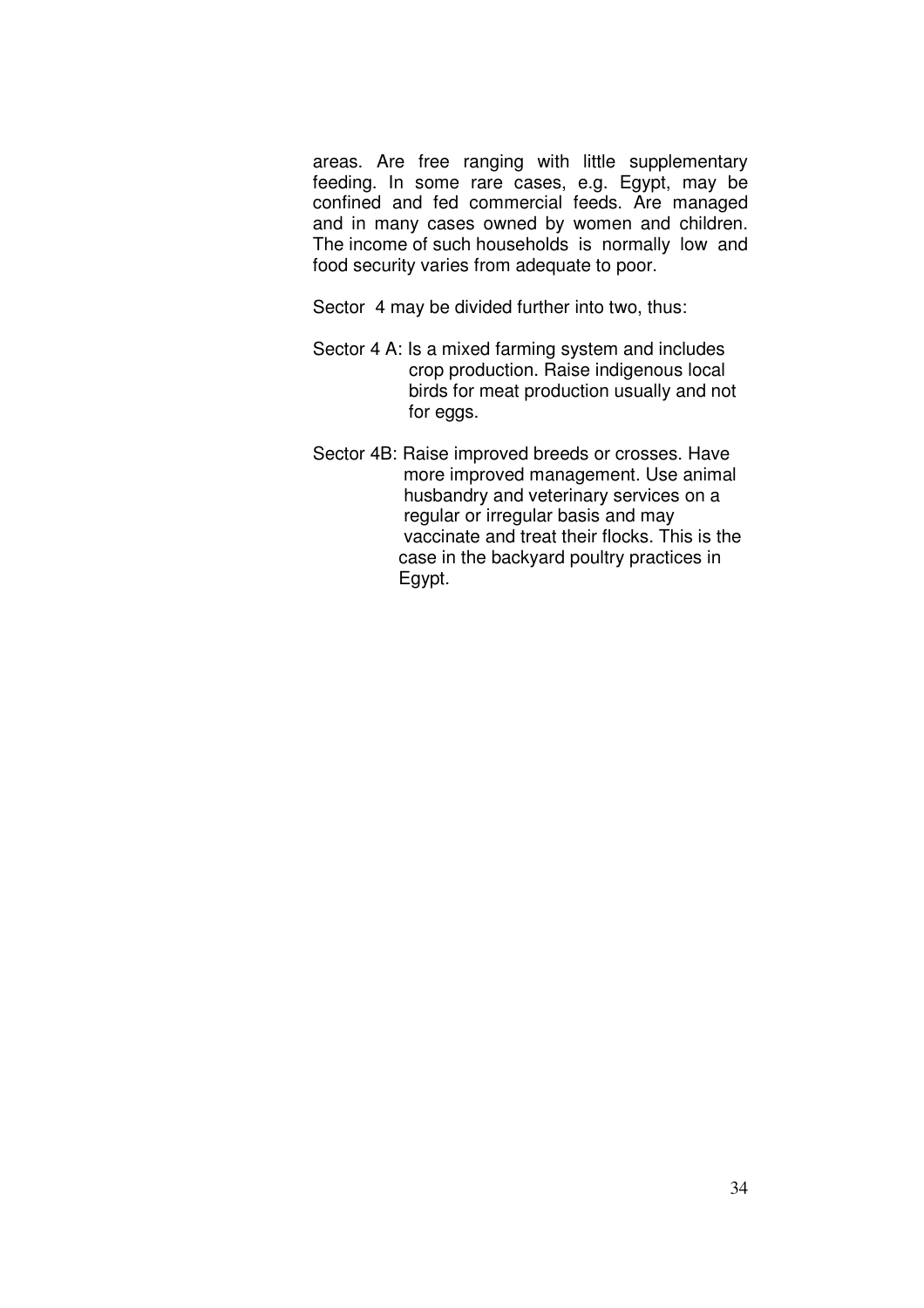areas. Are free ranging with little supplementary feeding. In some rare cases, e.g. Egypt, may be confined and fed commercial feeds. Are managed and in many cases owned by women and children. The income of such households is normally low and food security varies from adequate to poor.

Sector 4 may be divided further into two, thus:

Sector 4 A: Is a mixed farming system and includes crop production. Raise indigenous local birds for meat production usually and not for eggs.

Sector 4B: Raise improved breeds or crosses. Have more improved management. Use animal husbandry and veterinary services on a regular or irregular basis and may vaccinate and treat their flocks. This is the case in the backyard poultry practices in Egypt.